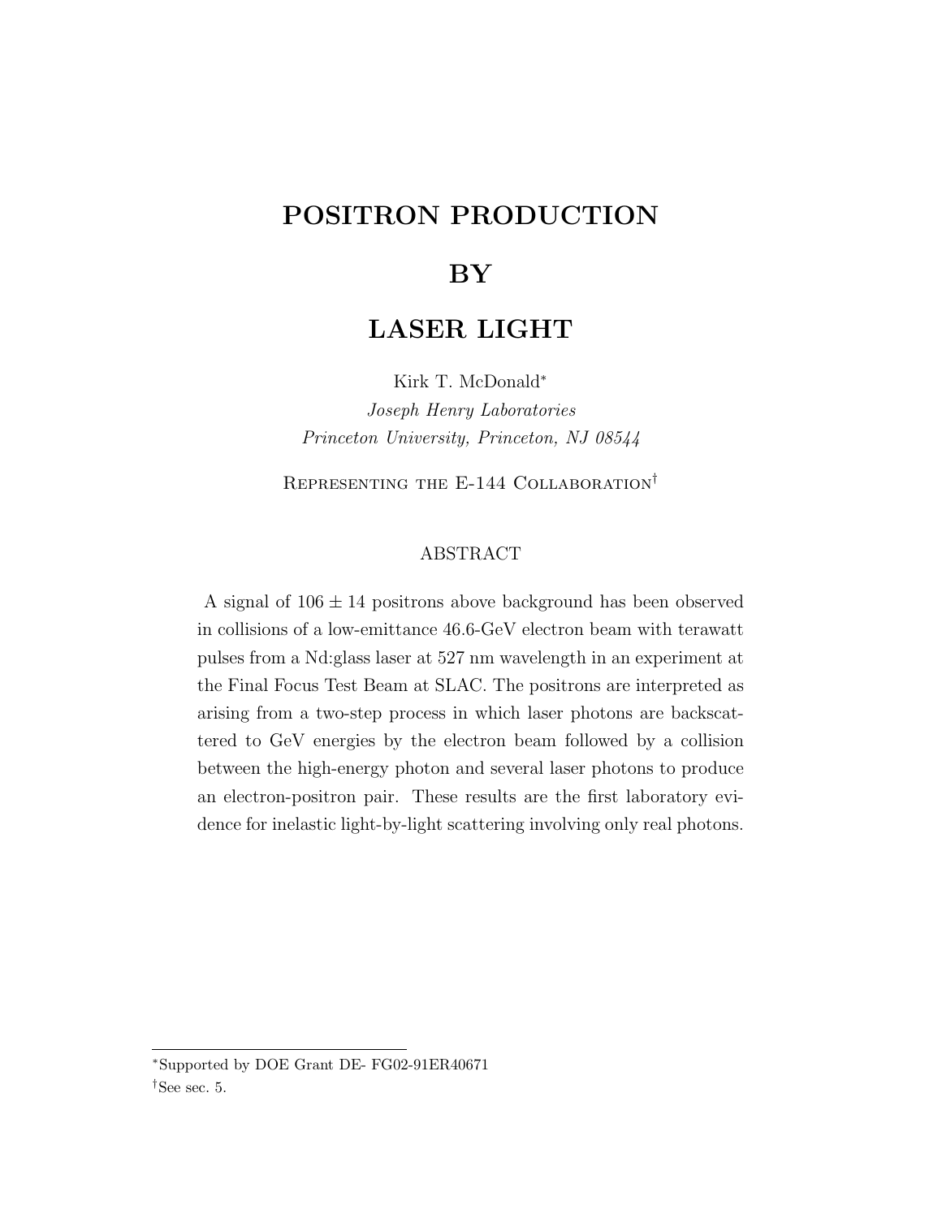# POSITRON PRODUCTION

# BY

# LASER LIGHT

Kirk T. McDonald*

*Joseph Henry Laboratories*

*Princeton University, Princeton, NJ 08544*

Representing the E-144 Collaboration†

## ABSTRACT

A signal of $106 \pm 14$ positrons above background has been observed in collisions of a low-emittance 46.6-GeV electron beam with terawatt pulses from a Nd:glass laser at 527 nm wavelength in an experiment at the Final Focus Test Beam at SLAC. The positrons are interpreted as arising from a two-step process in which laser photons are backscattered to GeV energies by the electron beam followed by a collision between the high-energy photon and several laser photons to produce an electron-positron pair. These results are the first laboratory evidence for inelastic light-by-light scattering involving only real photons.

---

*Supported by DOE Grant DE- FG02-91ER40671

†See sec. 5.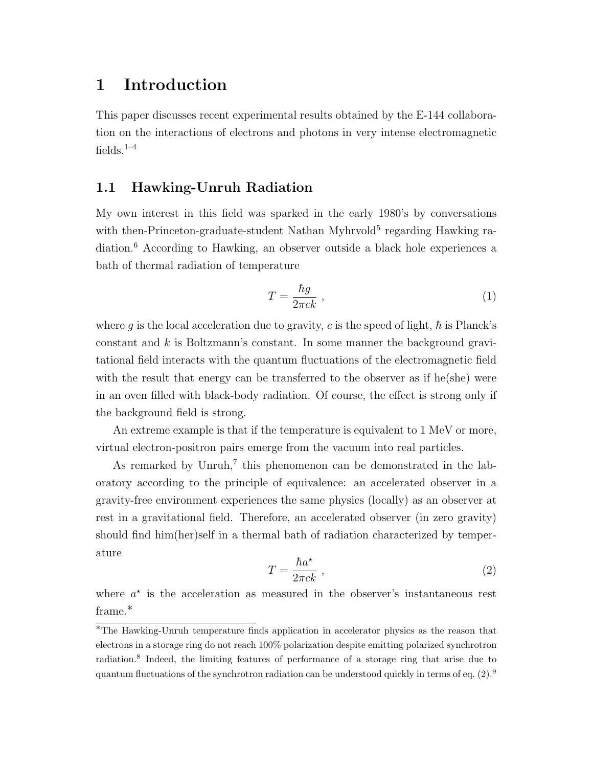# 1 Introduction

This paper discusses recent experimental results obtained by the E-144 collaboration on the interactions of electrons and photons in very intense electromagnetic fields.[1–4]

## 1.1 Hawking-Unruh Radiation

My own interest in this field was sparked in the early 1980's by conversations with then-Princeton-graduate-student Nathan Myhrvold[5] regarding Hawking radiation.[6] According to Hawking, an observer outside a black hole experiences a bath of thermal radiation of temperature

$$T = \frac{\hbar g}{2\pi c k} \ , \tag{1}$$

where $g$ is the local acceleration due to gravity, $c$ is the speed of light, $\hbar$ is Planck's constant and $k$ is Boltzmann's constant. In some manner the background gravitational field interacts with the quantum fluctuations of the electromagnetic field with the result that energy can be transferred to the observer as if he(she) were in an oven filled with black-body radiation. Of course, the effect is strong only if the background field is strong.

An extreme example is that if the temperature is equivalent to 1 MeV or more, virtual electron-positron pairs emerge from the vacuum into real particles.

As remarked by Unruh,[7] this phenomenon can be demonstrated in the laboratory according to the principle of equivalence: an accelerated observer in a gravity-free environment experiences the same physics (locally) as an observer at rest in a gravitational field. Therefore, an accelerated observer (in zero gravity) should find him(her)self in a thermal bath of radiation characterized by temperature

$$T = \frac{\hbar a^{\star}}{2\pi c k} \ , \tag{2}$$

where $a^{\star}$ is the acceleration as measured in the observer's instantaneous rest frame.*

*The Hawking-Unruh temperature finds application in accelerator physics as the reason that electrons in a storage ring do not reach 100% polarization despite emitting polarized synchrotron radiation.[8] Indeed, the limiting features of performance of a storage ring that arise due to quantum fluctuations of the synchrotron radiation can be understood quickly in terms of eq. (2).[9]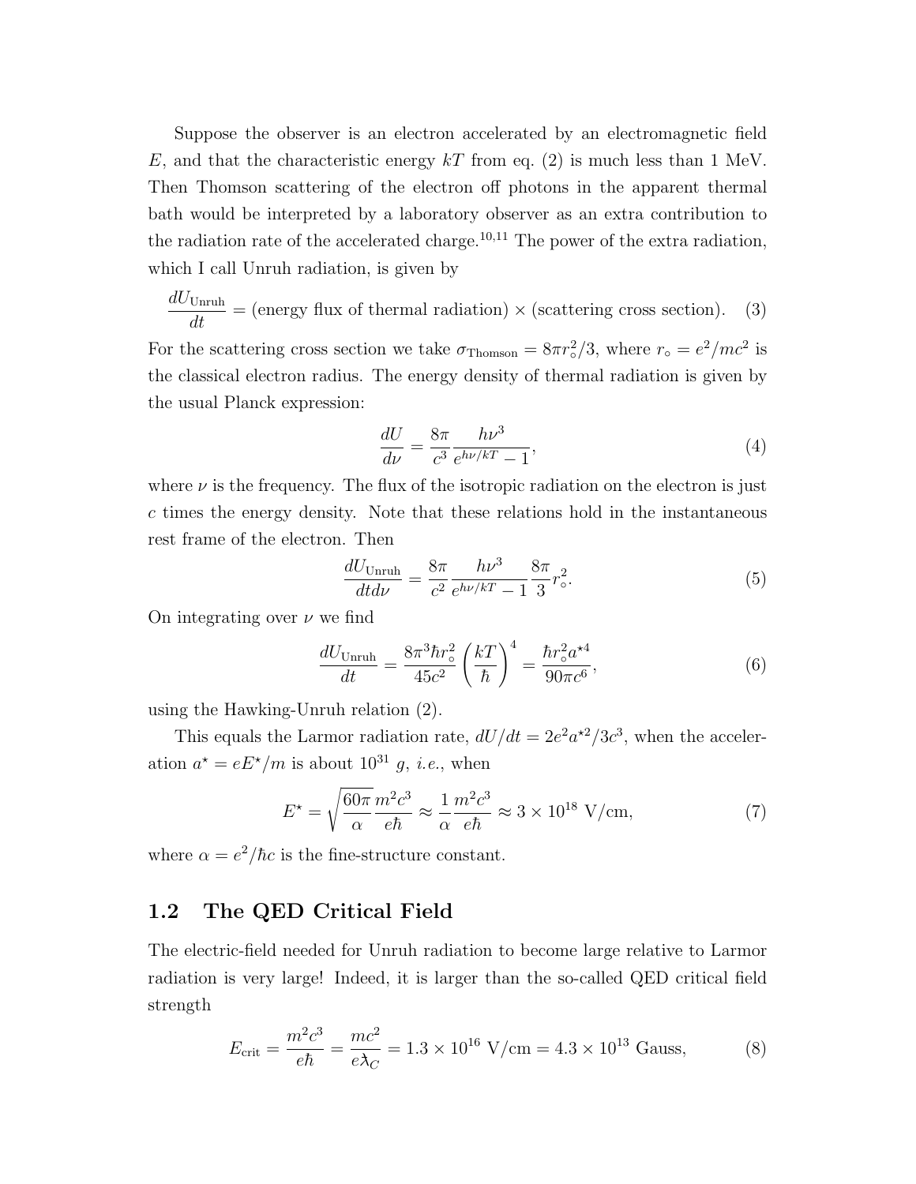Suppose the observer is an electron accelerated by an electromagnetic field $E$, and that the characteristic energy $kT$ from eq. (2) is much less than 1 MeV. Then Thomson scattering of the electron off photons in the apparent thermal bath would be interpreted by a laboratory observer as an extra contribution to the radiation rate of the accelerated charge.[10,11] The power of the extra radiation, which I call Unruh radiation, is given by

$$\frac{dU_{\rm Unruh}}{dt} = (\text{energy flux of thermal radiation}) \times (\text{scattering cross section}). \tag{3}$$

For the scattering cross section we take $\sigma_{\rm Thomson} = 8\pi r_\circ^2/3$, where $r_\circ = e^2/mc^2$ is the classical electron radius. The energy density of thermal radiation is given by the usual Planck expression:

$$\frac{dU}{d\nu} = \frac{8\pi}{c^3} \frac{h\nu^3}{e^{h\nu/kT} - 1}, \tag{4}$$

where $\nu$ is the frequency. The flux of the isotropic radiation on the electron is just $c$ times the energy density. Note that these relations hold in the instantaneous rest frame of the electron. Then

$$\frac{dU_{\rm Unruh}}{dt d\nu} = \frac{8\pi}{c^2} \frac{h\nu^3}{e^{h\nu/kT} - 1} \frac{8\pi}{3} r_\circ^2. \tag{5}$$

On integrating over $\nu$ we find

$$\frac{dU_{\rm Unruh}}{dt} = \frac{8\pi^3 \hbar r_\circ^2}{45 c^2} \left(\frac{kT}{\hbar}\right)^4 = \frac{\hbar r_\circ^2 a^{\star 4}}{90\pi c^6}, \tag{6}$$

using the Hawking-Unruh relation (2).

This equals the Larmor radiation rate, $dU/dt = 2e^2 a^{\star 2}/3c^3$, when the acceleration $a^\star = eE^\star/m$ is about $10^{31}$ $g$, *i.e.*, when

$$E^\star = \sqrt{\frac{60\pi}{\alpha}} \frac{m^2 c^3}{e\hbar} \approx \frac{1}{\alpha} \frac{m^2 c^3}{e\hbar} \approx 3 \times 10^{18} \text{ V/cm}, \tag{7}$$

where $\alpha = e^2/\hbar c$ is the fine-structure constant.

## 1.2 The QED Critical Field

The electric-field needed for Unruh radiation to become large relative to Larmor radiation is very large! Indeed, it is larger than the so-called QED critical field strength

$$E_{\rm crit} = \frac{m^2 c^3}{e\hbar} = \frac{mc^2}{e\lambda\!\!\!^-_C} = 1.3 \times 10^{16} \text{ V/cm} = 4.3 \times 10^{13} \text{ Gauss}, \tag{8}$$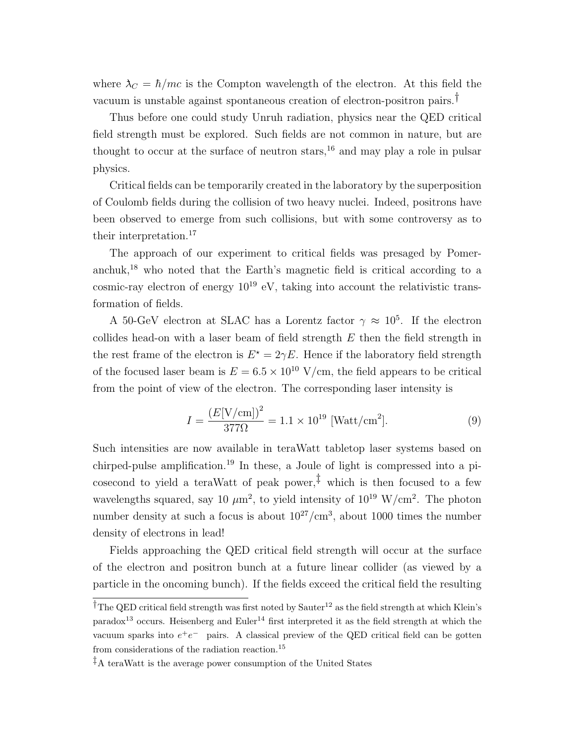where $\lambda\!\!\!^{-}_C = \hbar/mc$ is the Compton wavelength of the electron. At this field the vacuum is unstable against spontaneous creation of electron-positron pairs.[†]

Thus before one could study Unruh radiation, physics near the QED critical field strength must be explored. Such fields are not common in nature, but are thought to occur at the surface of neutron stars,[16] and may play a role in pulsar physics.

Critical fields can be temporarily created in the laboratory by the superposition of Coulomb fields during the collision of two heavy nuclei. Indeed, positrons have been observed to emerge from such collisions, but with some controversy as to their interpretation.[17]

The approach of our experiment to critical fields was presaged by Pomeranchuk,[18] who noted that the Earth's magnetic field is critical according to a cosmic-ray electron of energy $10^{19}$ eV, taking into account the relativistic transformation of fields.

A 50-GeV electron at SLAC has a Lorentz factor $\gamma \approx 10^5$. If the electron collides head-on with a laser beam of field strength $E$ then the field strength in the rest frame of the electron is $E^\star = 2\gamma E$. Hence if the laboratory field strength of the focused laser beam is $E = 6.5 \times 10^{10}$ V/cm, the field appears to be critical from the point of view of the electron. The corresponding laser intensity is

$$I = \frac{(E[\mathrm{V/cm}])^2}{377\Omega} = 1.1 \times 10^{19}\ [\mathrm{Watt/cm}^2]. \tag{9}$$

Such intensities are now available in teraWatt tabletop laser systems based on chirped-pulse amplification.[19] In these, a Joule of light is compressed into a picosecond to yield a teraWatt of peak power,[‡] which is then focused to a few wavelengths squared, say 10 $\mu$m$^2$, to yield intensity of $10^{19}$ W/cm$^2$. The photon number density at such a focus is about $10^{27}$/cm$^3$, about 1000 times the number density of electrons in lead!

Fields approaching the QED critical field strength will occur at the surface of the electron and positron bunch at a future linear collider (as viewed by a particle in the oncoming bunch). If the fields exceed the critical field the resulting

---

[†] The QED critical field strength was first noted by Sauter[12] as the field strength at which Klein's paradox[13] occurs. Heisenberg and Euler[14] first interpreted it as the field strength at which the vacuum sparks into $e^+e^-$ pairs. A classical preview of the QED critical field can be gotten from considerations of the radiation reaction.[15]

[‡] A teraWatt is the average power consumption of the United States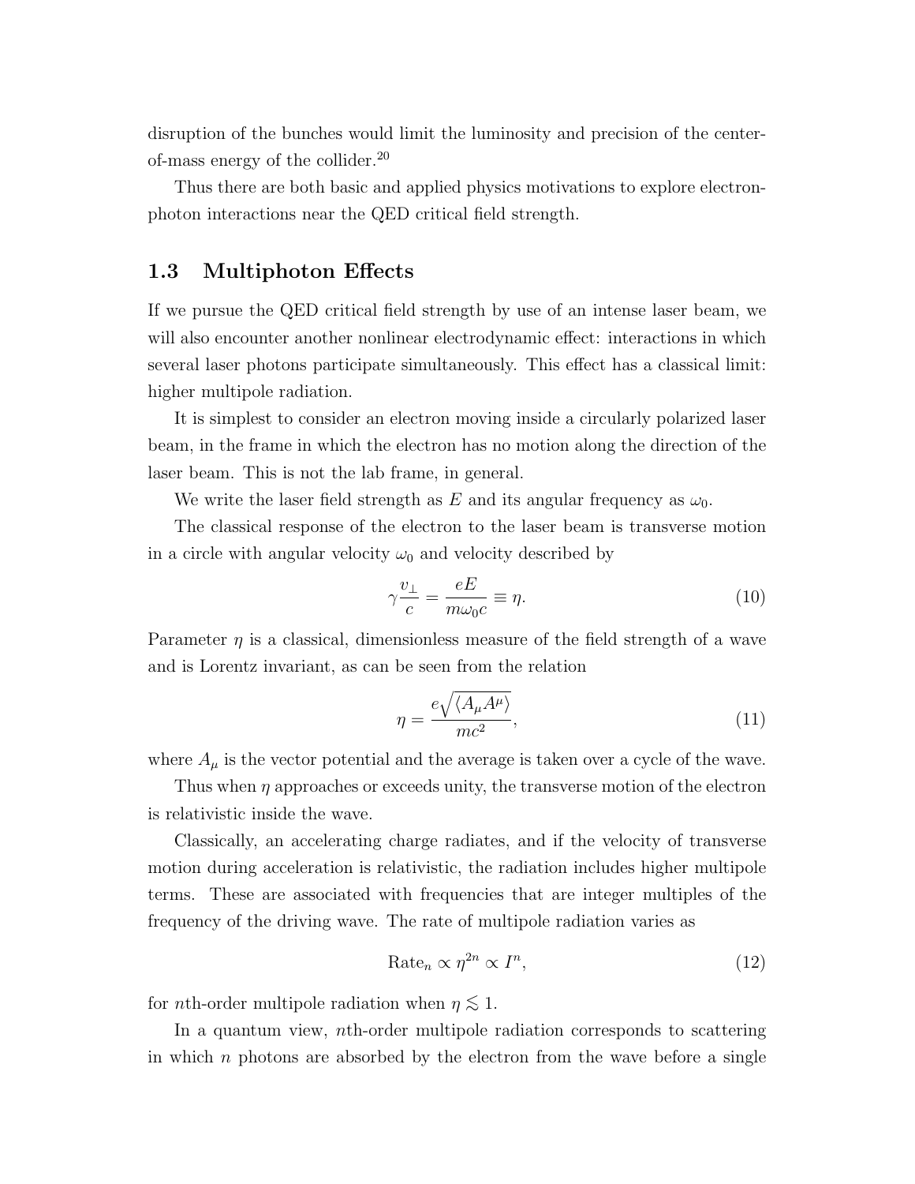disruption of the bunches would limit the luminosity and precision of the center-of-mass energy of the collider.[20]

Thus there are both basic and applied physics motivations to explore electron-photon interactions near the QED critical field strength.

## 1.3 Multiphoton Effects

If we pursue the QED critical field strength by use of an intense laser beam, we will also encounter another nonlinear electrodynamic effect: interactions in which several laser photons participate simultaneously. This effect has a classical limit: higher multipole radiation.

It is simplest to consider an electron moving inside a circularly polarized laser beam, in the frame in which the electron has no motion along the direction of the laser beam. This is not the lab frame, in general.

We write the laser field strength as $E$ and its angular frequency as $\omega_0$.

The classical response of the electron to the laser beam is transverse motion in a circle with angular velocity $\omega_0$ and velocity described by

$$\gamma \frac{v_\perp}{c} = \frac{eE}{m\omega_0 c} \equiv \eta. \tag{10}$$

Parameter $\eta$ is a classical, dimensionless measure of the field strength of a wave and is Lorentz invariant, as can be seen from the relation

$$\eta = \frac{e\sqrt{\langle A_\mu A^\mu \rangle}}{mc^2}, \tag{11}$$

where $A_\mu$ is the vector potential and the average is taken over a cycle of the wave.

Thus when $\eta$ approaches or exceeds unity, the transverse motion of the electron is relativistic inside the wave.

Classically, an accelerating charge radiates, and if the velocity of transverse motion during acceleration is relativistic, the radiation includes higher multipole terms. These are associated with frequencies that are integer multiples of the frequency of the driving wave. The rate of multipole radiation varies as

$$\text{Rate}_n \propto \eta^{2n} \propto I^n, \tag{12}$$

for $n$th-order multipole radiation when $\eta \lesssim 1$.

In a quantum view, $n$th-order multipole radiation corresponds to scattering in which $n$ photons are absorbed by the electron from the wave before a single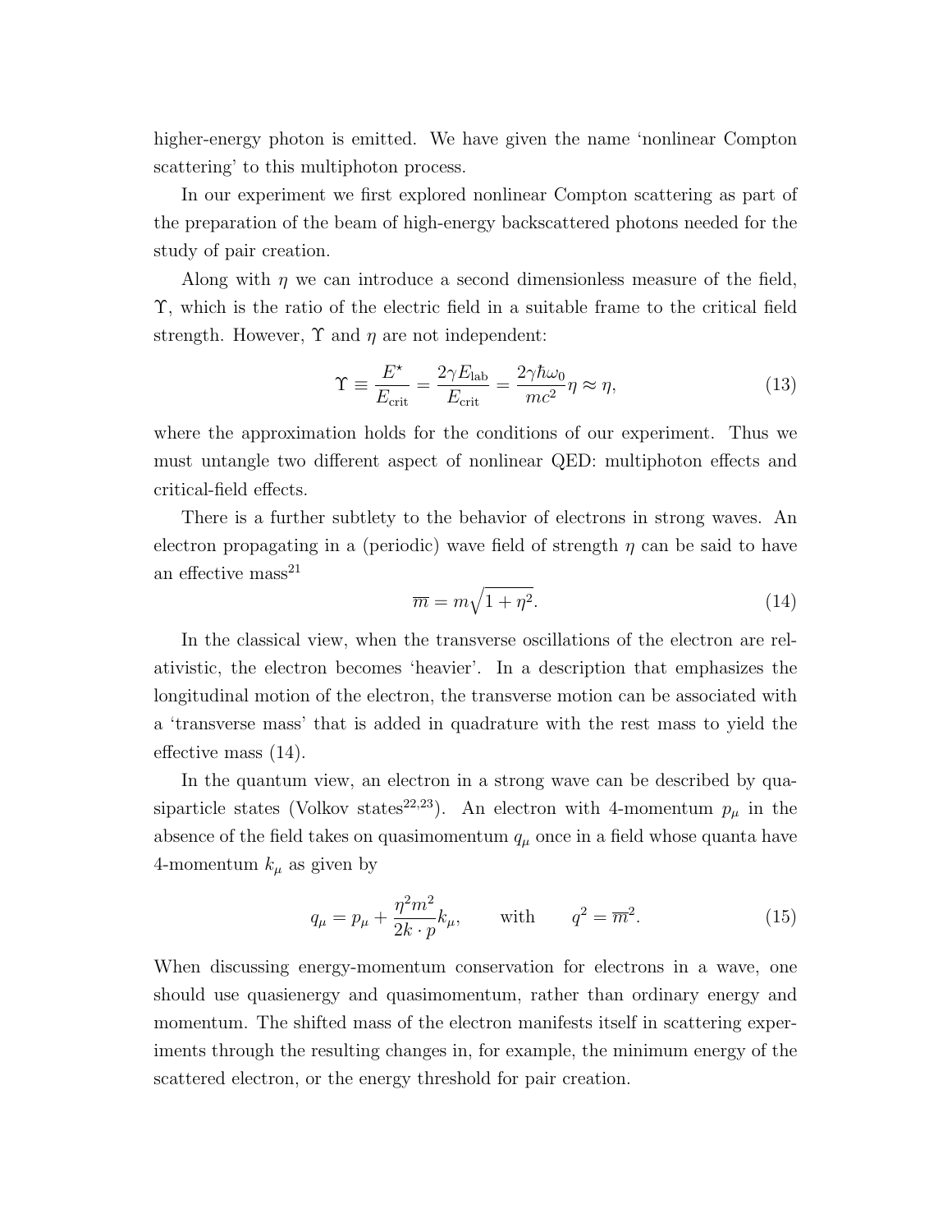higher-energy photon is emitted. We have given the name 'nonlinear Compton scattering' to this multiphoton process.

In our experiment we first explored nonlinear Compton scattering as part of the preparation of the beam of high-energy backscattered photons needed for the study of pair creation.

Along with $\eta$ we can introduce a second dimensionless measure of the field, $\Upsilon$, which is the ratio of the electric field in a suitable frame to the critical field strength. However, $\Upsilon$ and $\eta$ are not independent:

$$\Upsilon \equiv \frac{E^{\star}}{E_{\rm crit}} = \frac{2\gamma E_{\rm lab}}{E_{\rm crit}} = \frac{2\gamma\hbar\omega_0}{mc^2}\eta \approx \eta, \tag{13}$$

where the approximation holds for the conditions of our experiment. Thus we must untangle two different aspect of nonlinear QED: multiphoton effects and critical-field effects.

There is a further subtlety to the behavior of electrons in strong waves. An electron propagating in a (periodic) wave field of strength $\eta$ can be said to have an effective mass[21]

$$\overline{m} = m\sqrt{1+\eta^2}. \tag{14}$$

In the classical view, when the transverse oscillations of the electron are relativistic, the electron becomes 'heavier'. In a description that emphasizes the longitudinal motion of the electron, the transverse motion can be associated with a 'transverse mass' that is added in quadrature with the rest mass to yield the effective mass (14).

In the quantum view, an electron in a strong wave can be described by quasiparticle states (Volkov states[22,23]). An electron with 4-momentum $p_\mu$ in the absence of the field takes on quasimomentum $q_\mu$ once in a field whose quanta have 4-momentum $k_\mu$ as given by

$$q_\mu = p_\mu + \frac{\eta^2 m^2}{2k\cdot p}k_\mu, \qquad \text{with} \qquad q^2 = \overline{m}^2. \tag{15}$$

When discussing energy-momentum conservation for electrons in a wave, one should use quasienergy and quasimomentum, rather than ordinary energy and momentum. The shifted mass of the electron manifests itself in scattering experiments through the resulting changes in, for example, the minimum energy of the scattered electron, or the energy threshold for pair creation.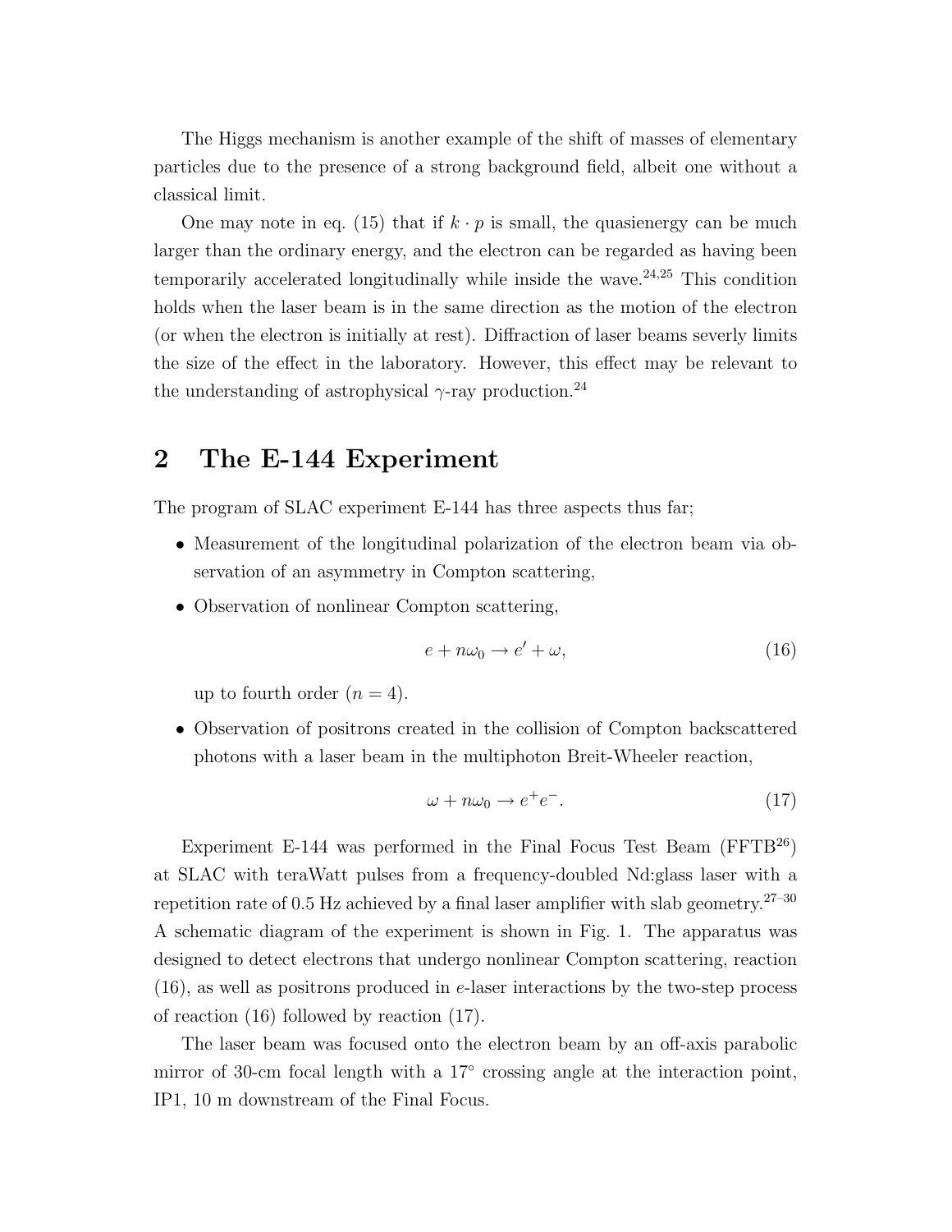The Higgs mechanism is another example of the shift of masses of elementary particles due to the presence of a strong background field, albeit one without a classical limit.

One may note in eq. (15) that if $k \cdot p$ is small, the quasienergy can be much larger than the ordinary energy, and the electron can be regarded as having been temporarily accelerated longitudinally while inside the wave.[24,25] This condition holds when the laser beam is in the same direction as the motion of the electron (or when the electron is initially at rest). Diffraction of laser beams severly limits the size of the effect in the laboratory. However, this effect may be relevant to the understanding of astrophysical $\gamma$-ray production.[24]

## 2 The E-144 Experiment

The program of SLAC experiment E-144 has three aspects thus far;

- Measurement of the longitudinal polarization of the electron beam via observation of an asymmetry in Compton scattering,
- Observation of nonlinear Compton scattering,

$$e + n\omega_0 \to e' + \omega, \tag{16}$$

  up to fourth order ($n = 4$).
- Observation of positrons created in the collision of Compton backscattered photons with a laser beam in the multiphoton Breit-Wheeler reaction,

$$\omega + n\omega_0 \to e^+e^-. \tag{17}$$

Experiment E-144 was performed in the Final Focus Test Beam (FFTB[26]) at SLAC with teraWatt pulses from a frequency-doubled Nd:glass laser with a repetition rate of 0.5 Hz achieved by a final laser amplifier with slab geometry.[27–30] A schematic diagram of the experiment is shown in Fig. 1. The apparatus was designed to detect electrons that undergo nonlinear Compton scattering, reaction (16), as well as positrons produced in $e$-laser interactions by the two-step process of reaction (16) followed by reaction (17).

The laser beam was focused onto the electron beam by an off-axis parabolic mirror of 30-cm focal length with a 17° crossing angle at the interaction point, IP1, 10 m downstream of the Final Focus.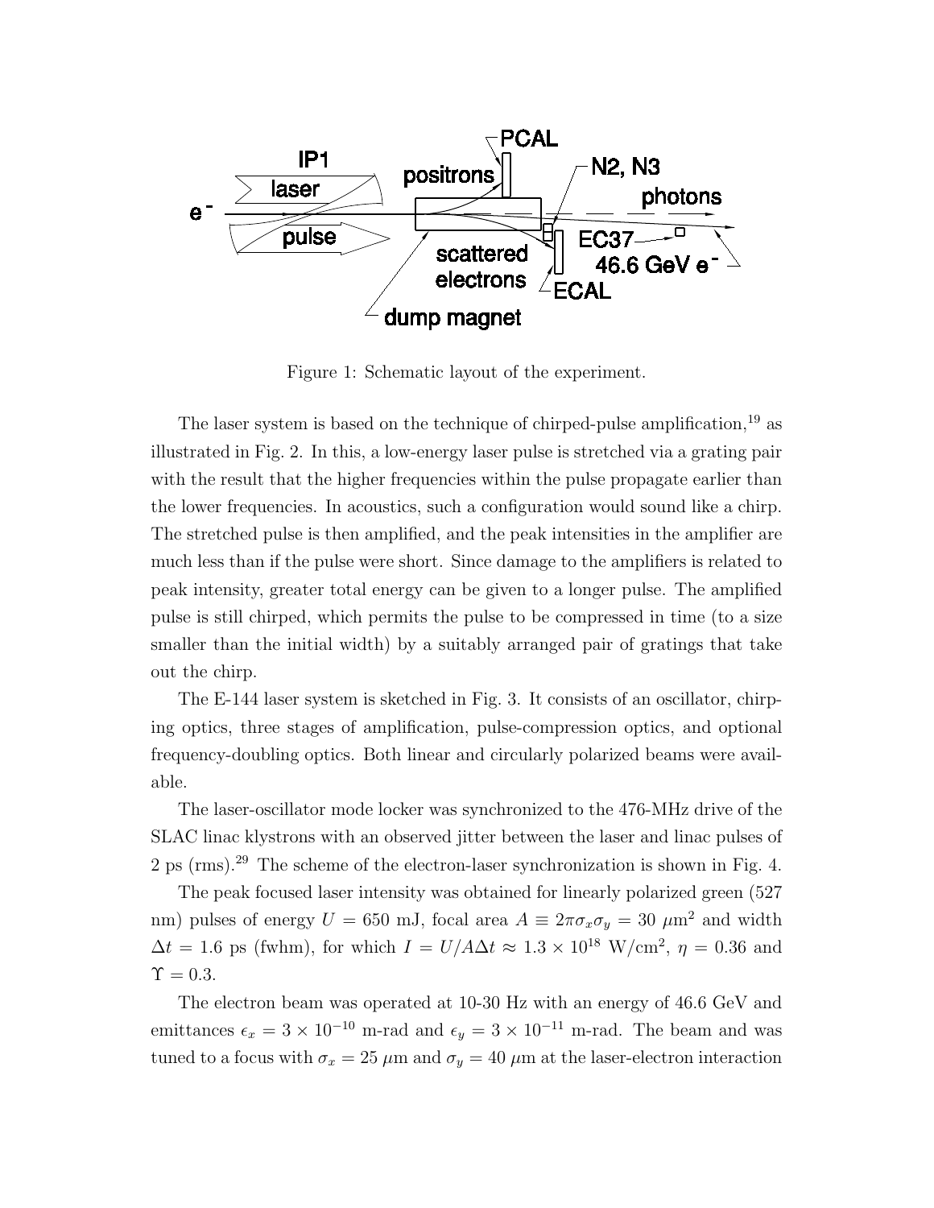Figure 1: Schematic layout of the experiment.

The laser system is based on the technique of chirped-pulse amplification,[19] as illustrated in Fig. 2. In this, a low-energy laser pulse is stretched via a grating pair with the result that the higher frequencies within the pulse propagate earlier than the lower frequencies. In acoustics, such a configuration would sound like a chirp. The stretched pulse is then amplified, and the peak intensities in the amplifier are much less than if the pulse were short. Since damage to the amplifiers is related to peak intensity, greater total energy can be given to a longer pulse. The amplified pulse is still chirped, which permits the pulse to be compressed in time (to a size smaller than the initial width) by a suitably arranged pair of gratings that take out the chirp.

The E-144 laser system is sketched in Fig. 3. It consists of an oscillator, chirping optics, three stages of amplification, pulse-compression optics, and optional frequency-doubling optics. Both linear and circularly polarized beams were available.

The laser-oscillator mode locker was synchronized to the 476-MHz drive of the SLAC linac klystrons with an observed jitter between the laser and linac pulses of 2 ps (rms).[29] The scheme of the electron-laser synchronization is shown in Fig. 4.

The peak focused laser intensity was obtained for linearly polarized green (527 nm) pulses of energy $U = 650$ mJ, focal area $A \equiv 2\pi\sigma_x\sigma_y = 30\ \mu\text{m}^2$ and width $\Delta t = 1.6$ ps (fwhm), for which $I = U/A\Delta t \approx 1.3 \times 10^{18}$ W/cm$^2$, $\eta = 0.36$ and $\Upsilon = 0.3$.

The electron beam was operated at 10-30 Hz with an energy of 46.6 GeV and emittances $\epsilon_x = 3 \times 10^{-10}$ m-rad and $\epsilon_y = 3 \times 10^{-11}$ m-rad. The beam and was tuned to a focus with $\sigma_x = 25\ \mu$m and $\sigma_y = 40\ \mu$m at the laser-electron interaction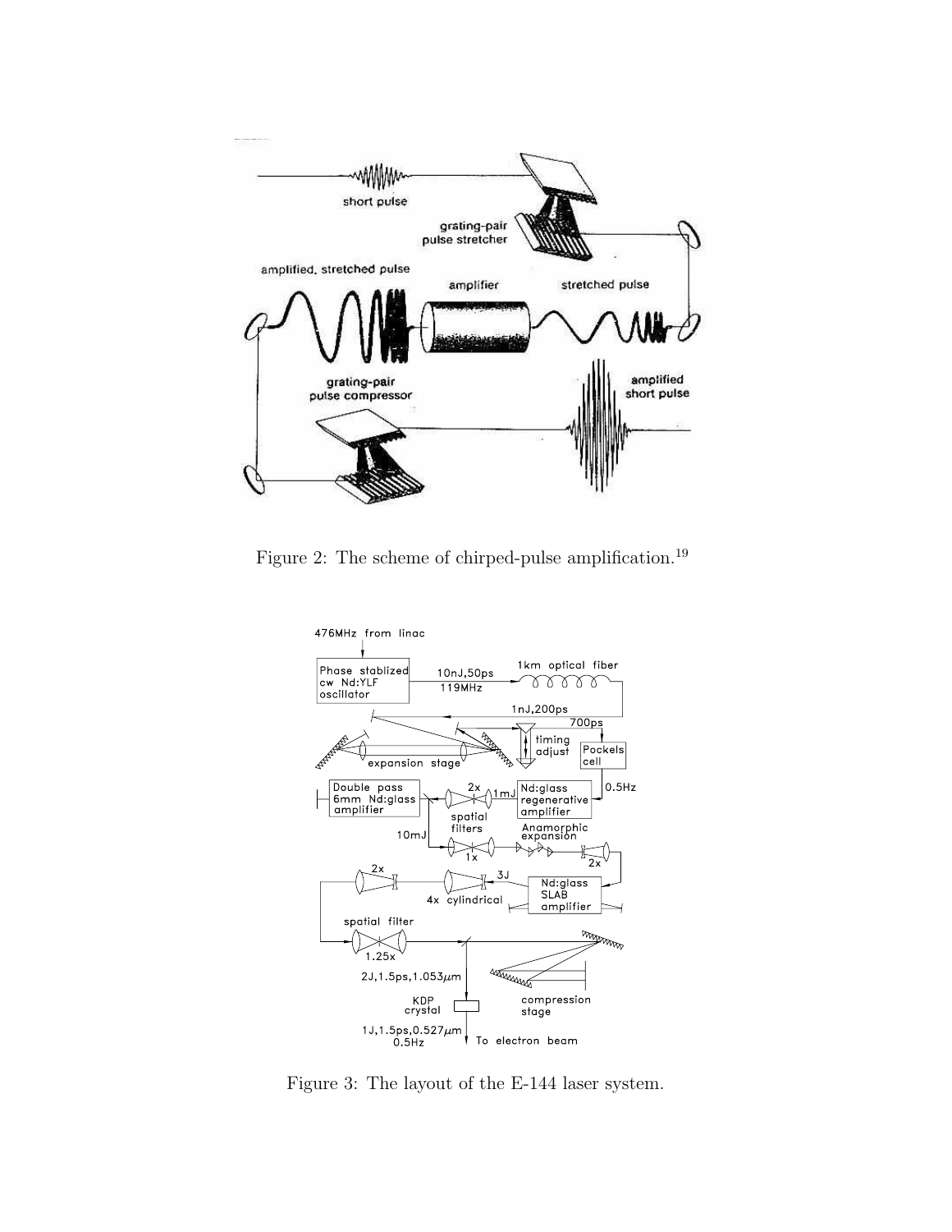Figure 2: The scheme of chirped-pulse amplification.[19]

Figure 3: The layout of the E-144 laser system.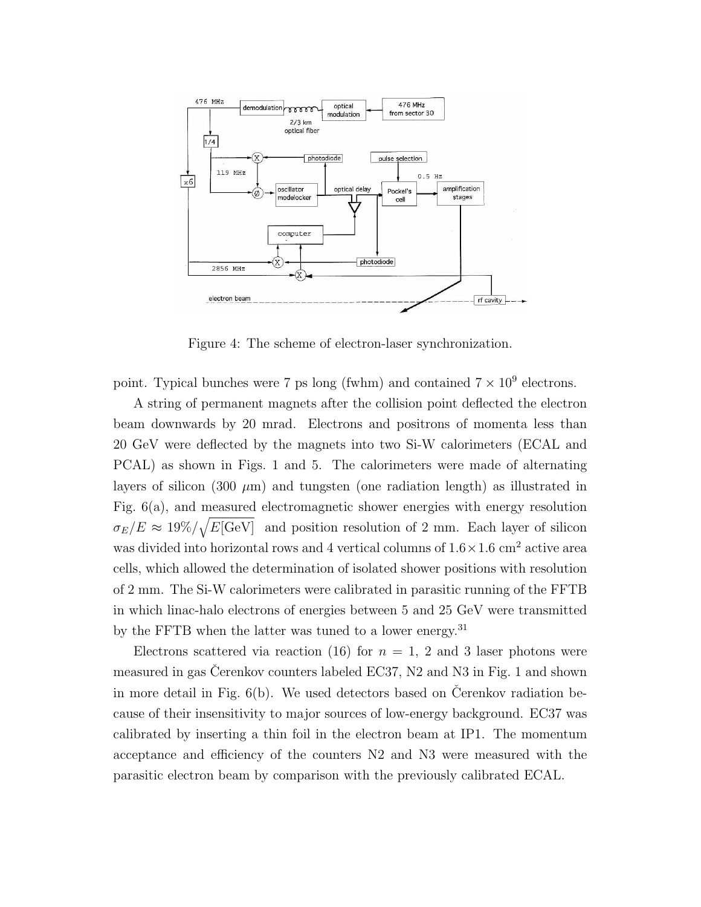Figure 4: The scheme of electron-laser synchronization.

point. Typical bunches were 7 ps long (fwhm) and contained $7 \times 10^9$ electrons.

A string of permanent magnets after the collision point deflected the electron beam downwards by 20 mrad. Electrons and positrons of momenta less than 20 GeV were deflected by the magnets into two Si-W calorimeters (ECAL and PCAL) as shown in Figs. 1 and 5. The calorimeters were made of alternating layers of silicon (300 $\mu$m) and tungsten (one radiation length) as illustrated in Fig. 6(a), and measured electromagnetic shower energies with energy resolution $\sigma_E/E \approx 19\%/\sqrt{E[\text{GeV}]}$ and position resolution of 2 mm. Each layer of silicon was divided into horizontal rows and 4 vertical columns of $1.6 \times 1.6$ cm$^2$ active area cells, which allowed the determination of isolated shower positions with resolution of 2 mm. The Si-W calorimeters were calibrated in parasitic running of the FFTB in which linac-halo electrons of energies between 5 and 25 GeV were transmitted by the FFTB when the latter was tuned to a lower energy.[31]

Electrons scattered via reaction (16) for $n$ = 1, 2 and 3 laser photons were measured in gas Čerenkov counters labeled EC37, N2 and N3 in Fig. 1 and shown in more detail in Fig. 6(b). We used detectors based on Čerenkov radiation because of their insensitivity to major sources of low-energy background. EC37 was calibrated by inserting a thin foil in the electron beam at IP1. The momentum acceptance and efficiency of the counters N2 and N3 were measured with the parasitic electron beam by comparison with the previously calibrated ECAL.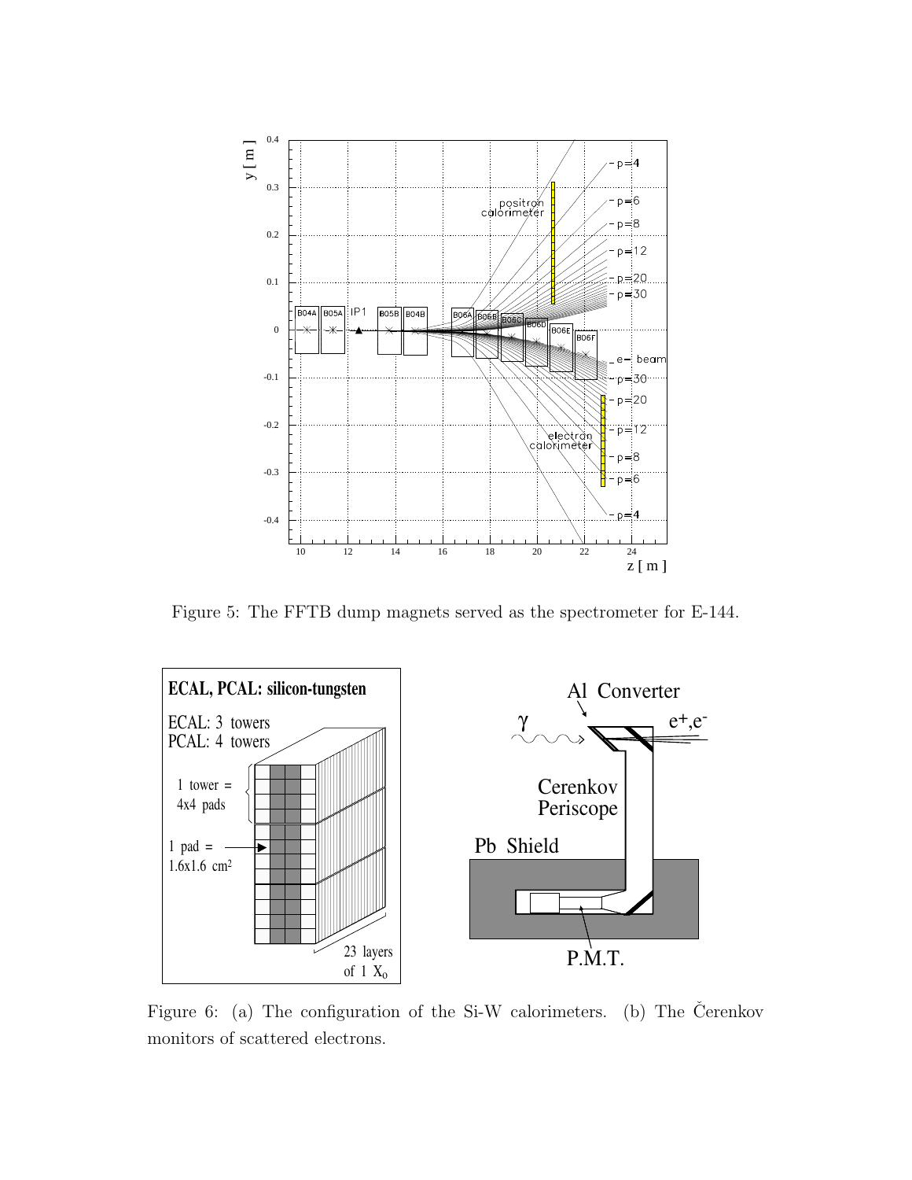Figure 5: The FFTB dump magnets served as the spectrometer for E-144.

Figure 6: (a) The configuration of the Si-W calorimeters. (b) The Čerenkov monitors of scattered electrons.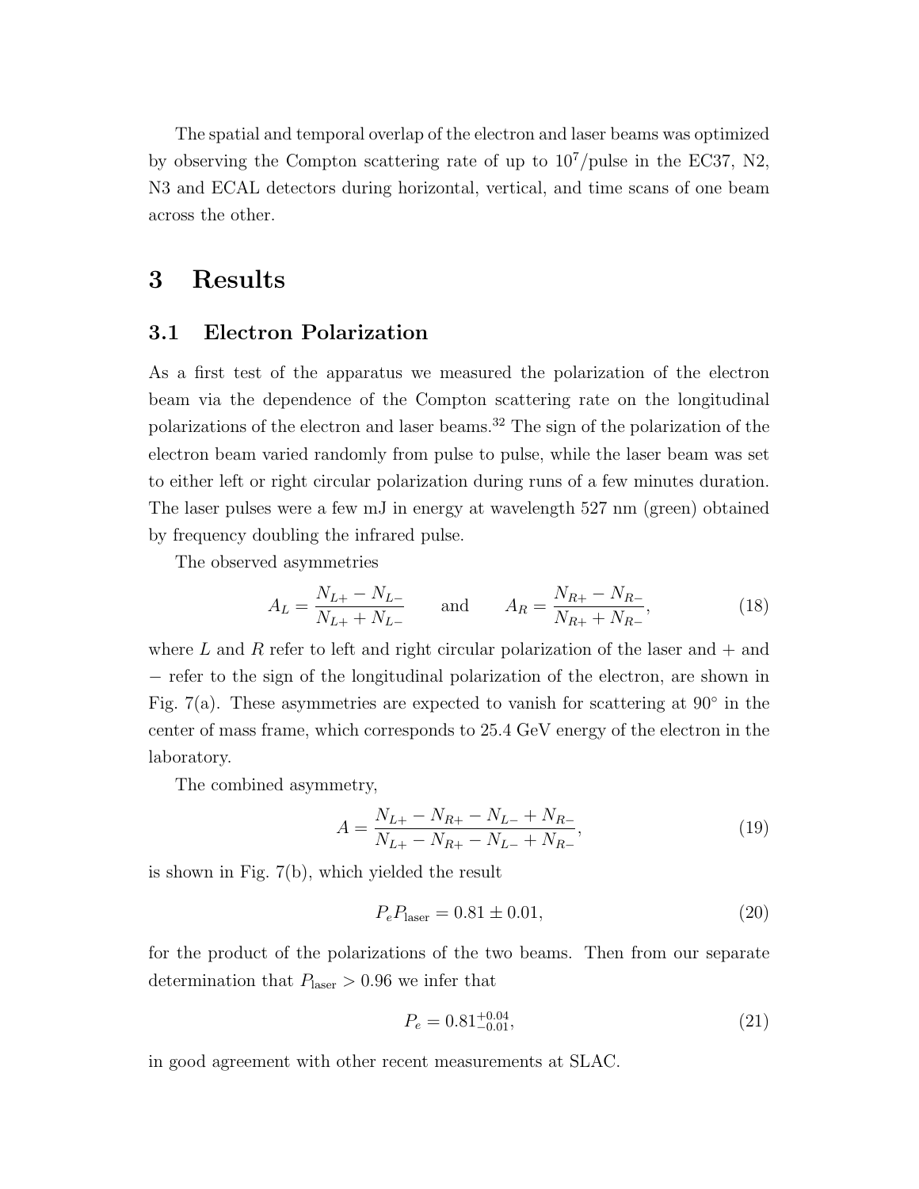The spatial and temporal overlap of the electron and laser beams was optimized by observing the Compton scattering rate of up to $10^7$/pulse in the EC37, N2, N3 and ECAL detectors during horizontal, vertical, and time scans of one beam across the other.

# 3 Results

## 3.1 Electron Polarization

As a first test of the apparatus we measured the polarization of the electron beam via the dependence of the Compton scattering rate on the longitudinal polarizations of the electron and laser beams.[32] The sign of the polarization of the electron beam varied randomly from pulse to pulse, while the laser beam was set to either left or right circular polarization during runs of a few minutes duration. The laser pulses were a few mJ in energy at wavelength 527 nm (green) obtained by frequency doubling the infrared pulse.

The observed asymmetries

$$A_L = \frac{N_{L+} - N_{L-}}{N_{L+} + N_{L-}} \qquad \text{and} \qquad A_R = \frac{N_{R+} - N_{R-}}{N_{R+} + N_{R-}}, \tag{18}$$

where $L$ and $R$ refer to left and right circular polarization of the laser and $+$ and $-$ refer to the sign of the longitudinal polarization of the electron, are shown in Fig. 7(a). These asymmetries are expected to vanish for scattering at $90^\circ$ in the center of mass frame, which corresponds to 25.4 GeV energy of the electron in the laboratory.

The combined asymmetry,

$$A = \frac{N_{L+} - N_{R+} - N_{L-} + N_{R-}}{N_{L+} - N_{R+} - N_{L-} + N_{R-}}, \tag{19}$$

is shown in Fig. 7(b), which yielded the result

$$P_e P_{\text{laser}} = 0.81 \pm 0.01, \tag{20}$$

for the product of the polarizations of the two beams. Then from our separate determination that $P_{\text{laser}} > 0.96$ we infer that

$$P_e = 0.81^{+0.04}_{-0.01}, \tag{21}$$

in good agreement with other recent measurements at SLAC.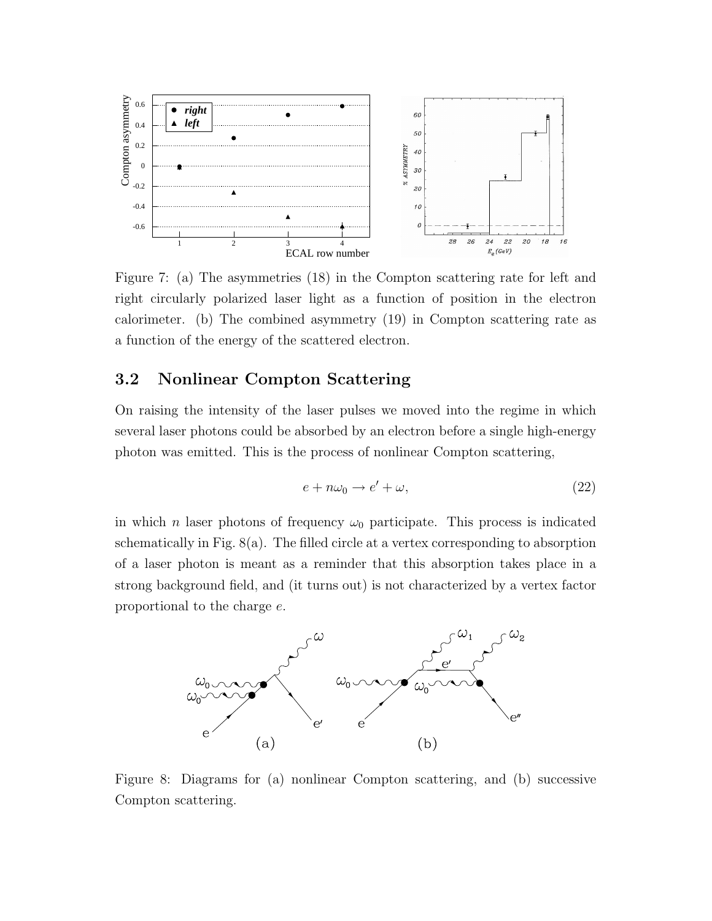Figure 7: (a) The asymmetries (18) in the Compton scattering rate for left and right circularly polarized laser light as a function of position in the electron calorimeter. (b) The combined asymmetry (19) in Compton scattering rate as a function of the energy of the scattered electron.

## 3.2 Nonlinear Compton Scattering

On raising the intensity of the laser pulses we moved into the regime in which several laser photons could be absorbed by an electron before a single high-energy photon was emitted. This is the process of nonlinear Compton scattering,

$$e + n\omega_0 \to e' + \omega, \tag{22}$$

in which $n$ laser photons of frequency $\omega_0$ participate. This process is indicated schematically in Fig. 8(a). The filled circle at a vertex corresponding to absorption of a laser photon is meant as a reminder that this absorption takes place in a strong background field, and (it turns out) is not characterized by a vertex factor proportional to the charge $e$.

Figure 8: Diagrams for (a) nonlinear Compton scattering, and (b) successive Compton scattering.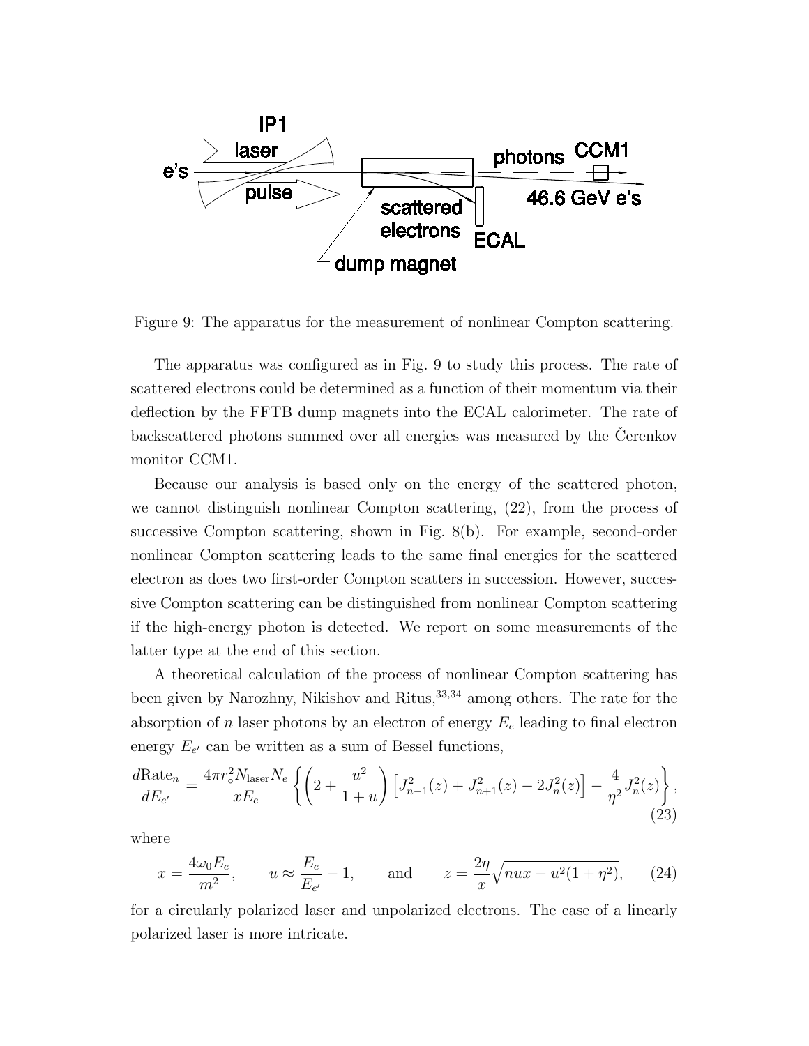Figure 9: The apparatus for the measurement of nonlinear Compton scattering.

The apparatus was configured as in Fig. 9 to study this process. The rate of scattered electrons could be determined as a function of their momentum via their deflection by the FFTB dump magnets into the ECAL calorimeter. The rate of backscattered photons summed over all energies was measured by the Čerenkov monitor CCM1.

Because our analysis is based only on the energy of the scattered photon, we cannot distinguish nonlinear Compton scattering, (22), from the process of successive Compton scattering, shown in Fig. 8(b). For example, second-order nonlinear Compton scattering leads to the same final energies for the scattered electron as does two first-order Compton scatters in succession. However, successive Compton scattering can be distinguished from nonlinear Compton scattering if the high-energy photon is detected. We report on some measurements of the latter type at the end of this section.

A theoretical calculation of the process of nonlinear Compton scattering has been given by Narozhny, Nikishov and Ritus,[33,34] among others. The rate for the absorption of $n$ laser photons by an electron of energy $E_e$ leading to final electron energy $E_{e'}$ can be written as a sum of Bessel functions,

$$\frac{d\mathrm{Rate}_n}{dE_{e'}} = \frac{4\pi r_\circ^2 N_{\mathrm{laser}} N_e}{x E_e} \left\{ \left( 2 + \frac{u^2}{1+u} \right) \left[ J_{n-1}^2(z) + J_{n+1}^2(z) - 2J_n^2(z) \right] - \frac{4}{\eta^2} J_n^2(z) \right\}, \tag{23}$$

where

$$x = \frac{4\omega_0 E_e}{m^2}, \qquad u \approx \frac{E_e}{E_{e'}} - 1, \qquad \text{and} \qquad z = \frac{2\eta}{x}\sqrt{nux - u^2(1+\eta^2)}, \tag{24}$$

for a circularly polarized laser and unpolarized electrons. The case of a linearly polarized laser is more intricate.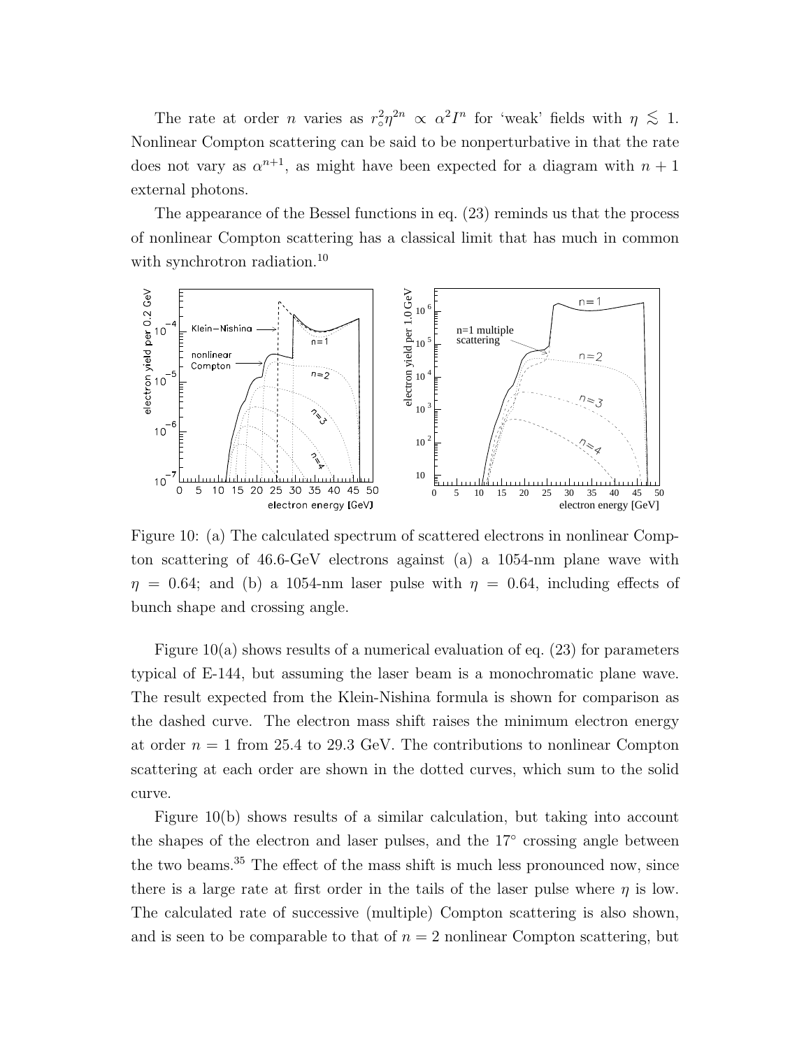The rate at order $n$ varies as $r_\circ^2 \eta^{2n} \propto \alpha^2 I^n$ for 'weak' fields with $\eta \lesssim 1$. Nonlinear Compton scattering can be said to be nonperturbative in that the rate does not vary as $\alpha^{n+1}$, as might have been expected for a diagram with $n+1$ external photons.

The appearance of the Bessel functions in eq. (23) reminds us that the process of nonlinear Compton scattering has a classical limit that has much in common with synchrotron radiation.[10]

Figure 10: (a) The calculated spectrum of scattered electrons in nonlinear Compton scattering of 46.6-GeV electrons against (a) a 1054-nm plane wave with $\eta = 0.64$; and (b) a 1054-nm laser pulse with $\eta = 0.64$, including effects of bunch shape and crossing angle.

Figure 10(a) shows results of a numerical evaluation of eq. (23) for parameters typical of E-144, but assuming the laser beam is a monochromatic plane wave. The result expected from the Klein-Nishina formula is shown for comparison as the dashed curve. The electron mass shift raises the minimum electron energy at order $n = 1$ from 25.4 to 29.3 GeV. The contributions to nonlinear Compton scattering at each order are shown in the dotted curves, which sum to the solid curve.

Figure 10(b) shows results of a similar calculation, but taking into account the shapes of the electron and laser pulses, and the 17° crossing angle between the two beams.[35] The effect of the mass shift is much less pronounced now, since there is a large rate at first order in the tails of the laser pulse where $\eta$ is low. The calculated rate of successive (multiple) Compton scattering is also shown, and is seen to be comparable to that of $n = 2$ nonlinear Compton scattering, but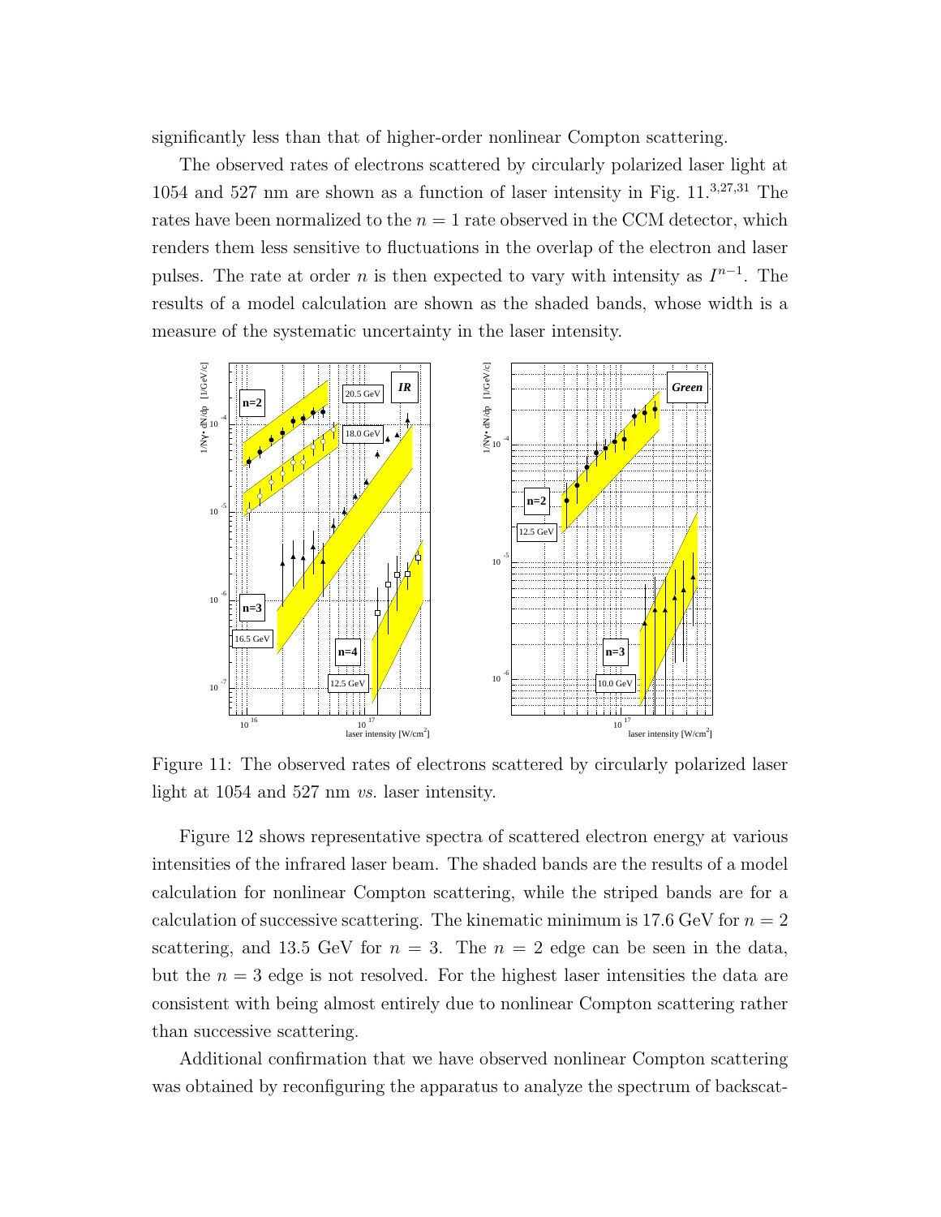significantly less than that of higher-order nonlinear Compton scattering.

The observed rates of electrons scattered by circularly polarized laser light at 1054 and 527 nm are shown as a function of laser intensity in Fig. 11.[3,27,31] The rates have been normalized to the $n = 1$ rate observed in the CCM detector, which renders them less sensitive to fluctuations in the overlap of the electron and laser pulses. The rate at order $n$ is then expected to vary with intensity as $I^{n-1}$. The results of a model calculation are shown as the shaded bands, whose width is a measure of the systematic uncertainty in the laser intensity.

Figure 11: The observed rates of electrons scattered by circularly polarized laser light at 1054 and 527 nm *vs.* laser intensity.

Figure 12 shows representative spectra of scattered electron energy at various intensities of the infrared laser beam. The shaded bands are the results of a model calculation for nonlinear Compton scattering, while the striped bands are for a calculation of successive scattering. The kinematic minimum is 17.6 GeV for $n = 2$ scattering, and 13.5 GeV for $n = 3$. The $n = 2$ edge can be seen in the data, but the $n = 3$ edge is not resolved. For the highest laser intensities the data are consistent with being almost entirely due to nonlinear Compton scattering rather than successive scattering.

Additional confirmation that we have observed nonlinear Compton scattering was obtained by reconfiguring the apparatus to analyze the spectrum of backscat-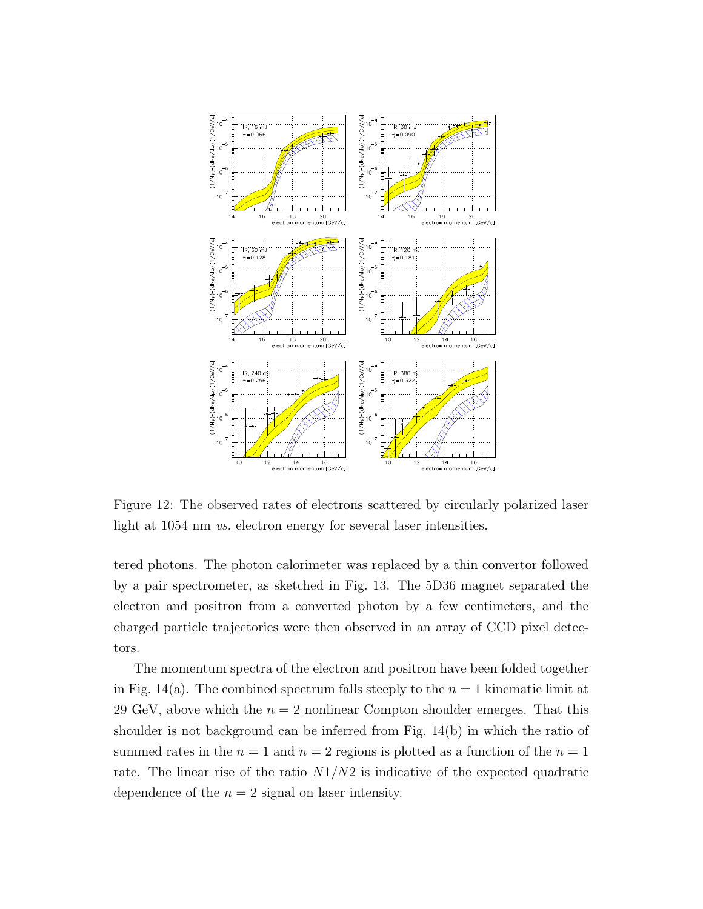Figure 12: The observed rates of electrons scattered by circularly polarized laser light at 1054 nm *vs.* electron energy for several laser intensities.

tered photons. The photon calorimeter was replaced by a thin convertor followed by a pair spectrometer, as sketched in Fig. 13. The 5D36 magnet separated the electron and positron from a converted photon by a few centimeters, and the charged particle trajectories were then observed in an array of CCD pixel detectors.

The momentum spectra of the electron and positron have been folded together in Fig. 14(a). The combined spectrum falls steeply to the $n = 1$ kinematic limit at 29 GeV, above which the $n = 2$ nonlinear Compton shoulder emerges. That this shoulder is not background can be inferred from Fig. 14(b) in which the ratio of summed rates in the $n = 1$ and $n = 2$ regions is plotted as a function of the $n = 1$ rate. The linear rise of the ratio $N1/N2$ is indicative of the expected quadratic dependence of the $n = 2$ signal on laser intensity.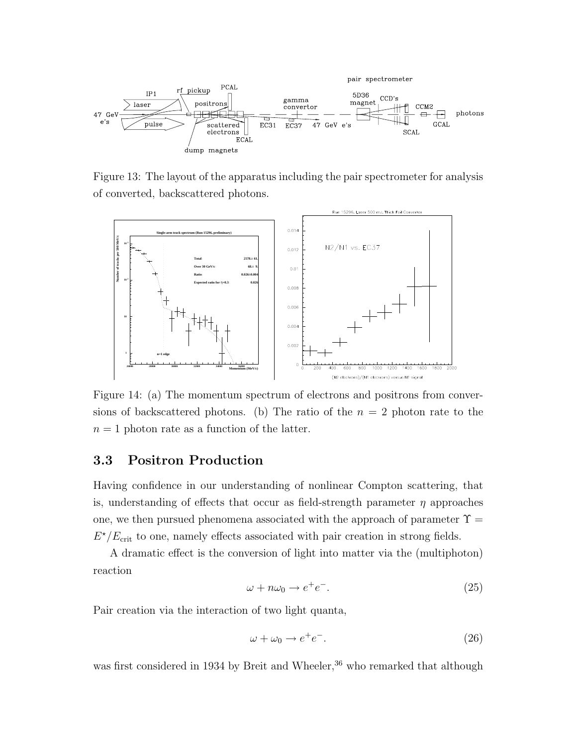Figure 13: The layout of the apparatus including the pair spectrometer for analysis of converted, backscattered photons.

Figure 14: (a) The momentum spectrum of electrons and positrons from conversions of backscattered photons. (b) The ratio of the $n = 2$ photon rate to the $n = 1$ photon rate as a function of the latter.

### 3.3 Positron Production

Having confidence in our understanding of nonlinear Compton scattering, that is, understanding of effects that occur as field-strength parameter $\eta$ approaches one, we then pursued phenomena associated with the approach of parameter $\Upsilon = E^{\star}/E_{\rm crit}$ to one, namely effects associated with pair creation in strong fields.

A dramatic effect is the conversion of light into matter via the (multiphoton) reaction

$$\omega + n\omega_0 \to e^+e^-. \tag{25}$$

Pair creation via the interaction of two light quanta,

$$\omega + \omega_0 \to e^+e^-. \tag{26}$$

was first considered in 1934 by Breit and Wheeler,[36] who remarked that although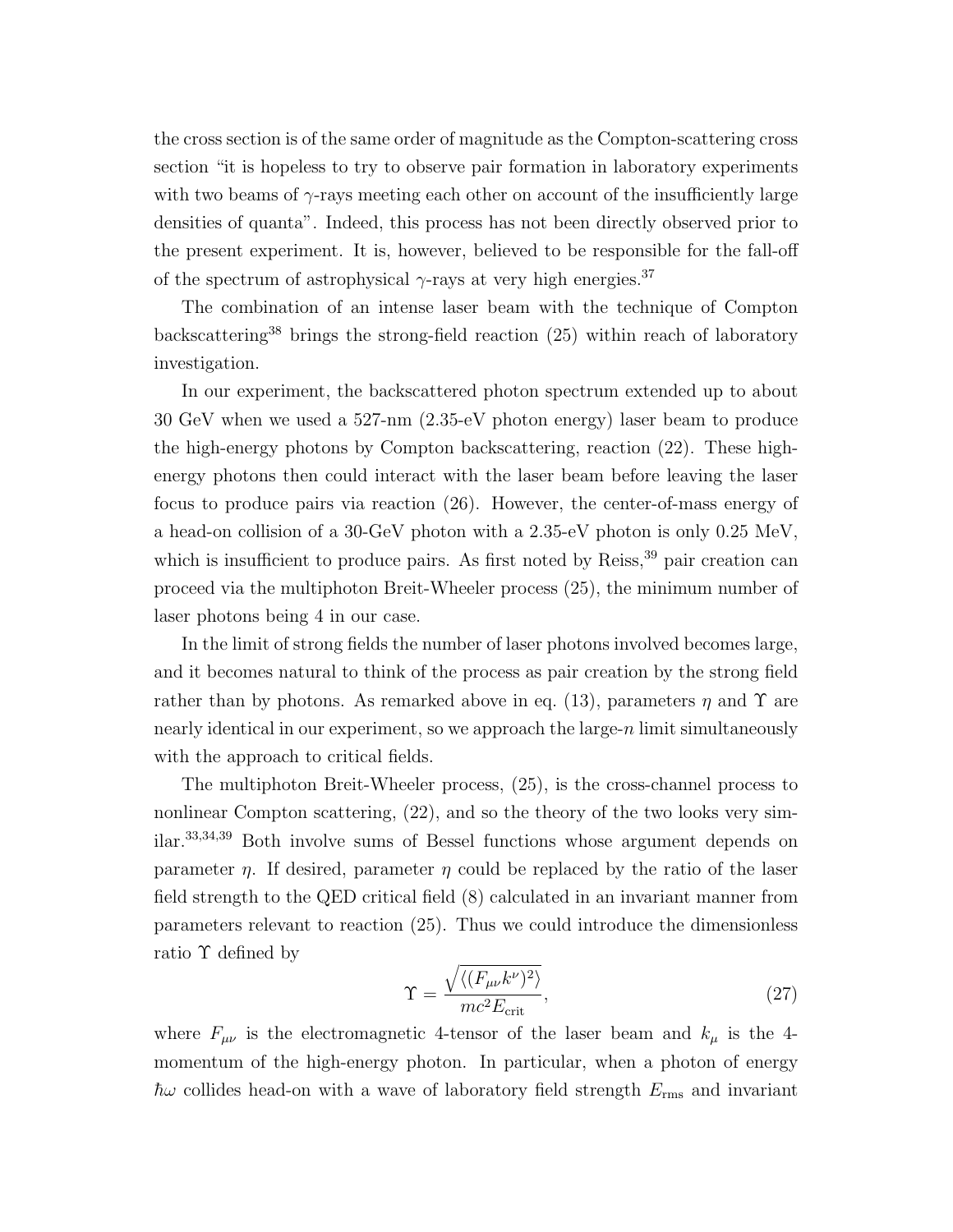the cross section is of the same order of magnitude as the Compton-scattering cross section "it is hopeless to try to observe pair formation in laboratory experiments with two beams of $\gamma$-rays meeting each other on account of the insufficiently large densities of quanta". Indeed, this process has not been directly observed prior to the present experiment. It is, however, believed to be responsible for the fall-off of the spectrum of astrophysical $\gamma$-rays at very high energies.[37]

The combination of an intense laser beam with the technique of Compton backscattering[38] brings the strong-field reaction (25) within reach of laboratory investigation.

In our experiment, the backscattered photon spectrum extended up to about 30 GeV when we used a 527-nm (2.35-eV photon energy) laser beam to produce the high-energy photons by Compton backscattering, reaction (22). These high-energy photons then could interact with the laser beam before leaving the laser focus to produce pairs via reaction (26). However, the center-of-mass energy of a head-on collision of a 30-GeV photon with a 2.35-eV photon is only 0.25 MeV, which is insufficient to produce pairs. As first noted by Reiss,[39] pair creation can proceed via the multiphoton Breit-Wheeler process (25), the minimum number of laser photons being 4 in our case.

In the limit of strong fields the number of laser photons involved becomes large, and it becomes natural to think of the process as pair creation by the strong field rather than by photons. As remarked above in eq. (13), parameters $\eta$ and $\Upsilon$ are nearly identical in our experiment, so we approach the large-$n$ limit simultaneously with the approach to critical fields.

The multiphoton Breit-Wheeler process, (25), is the cross-channel process to nonlinear Compton scattering, (22), and so the theory of the two looks very similar.[33,34,39] Both involve sums of Bessel functions whose argument depends on parameter $\eta$. If desired, parameter $\eta$ could be replaced by the ratio of the laser field strength to the QED critical field (8) calculated in an invariant manner from parameters relevant to reaction (25). Thus we could introduce the dimensionless ratio $\Upsilon$ defined by

$$\Upsilon = \frac{\sqrt{\langle (F_{\mu\nu}k^{\nu})^2 \rangle}}{mc^2 E_{\rm crit}}, \tag{27}$$

where $F_{\mu\nu}$ is the electromagnetic 4-tensor of the laser beam and $k_\mu$ is the 4-momentum of the high-energy photon. In particular, when a photon of energy $\hbar\omega$ collides head-on with a wave of laboratory field strength $E_{\rm rms}$ and invariant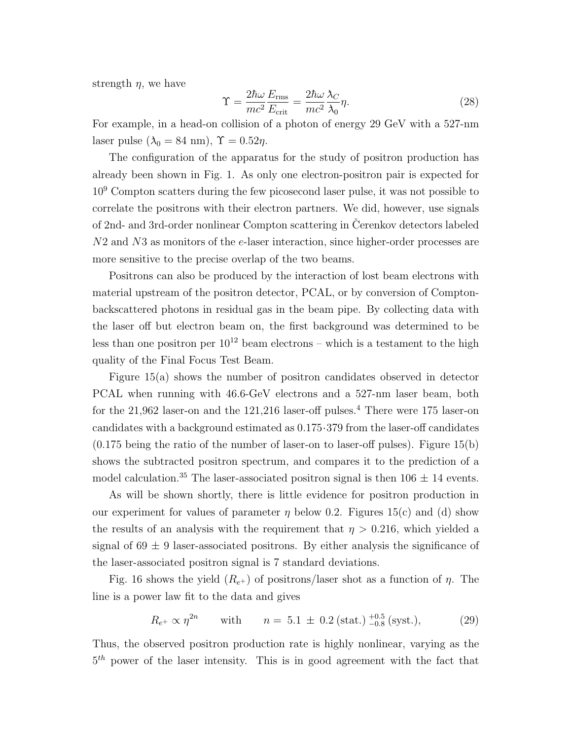strength $\eta$, we have

$$\Upsilon = \frac{2\hbar\omega}{mc^2}\frac{E_{\rm rms}}{E_{\rm crit}} = \frac{2\hbar\omega}{mc^2}\frac{\lambda_C}{\lambda_0}\eta. \tag{28}$$

For example, in a head-on collision of a photon of energy 29 GeV with a 527-nm laser pulse ($\lambda_0 = 84$ nm), $\Upsilon = 0.52\eta$.

The configuration of the apparatus for the study of positron production has already been shown in Fig. 1. As only one electron-positron pair is expected for $10^9$ Compton scatters during the few picosecond laser pulse, it was not possible to correlate the positrons with their electron partners. We did, however, use signals of 2nd- and 3rd-order nonlinear Compton scattering in Čerenkov detectors labeled $N2$ and $N3$ as monitors of the $e$-laser interaction, since higher-order processes are more sensitive to the precise overlap of the two beams.

Positrons can also be produced by the interaction of lost beam electrons with material upstream of the positron detector, PCAL, or by conversion of Compton-backscattered photons in residual gas in the beam pipe. By collecting data with the laser off but electron beam on, the first background was determined to be less than one positron per $10^{12}$ beam electrons – which is a testament to the high quality of the Final Focus Test Beam.

Figure 15(a) shows the number of positron candidates observed in detector PCAL when running with 46.6-GeV electrons and a 527-nm laser beam, both for the 21,962 laser-on and the 121,216 laser-off pulses.[4] There were 175 laser-on candidates with a background estimated as $0.175{\cdot}379$ from the laser-off candidates (0.175 being the ratio of the number of laser-on to laser-off pulses). Figure 15(b) shows the subtracted positron spectrum, and compares it to the prediction of a model calculation.[35] The laser-associated positron signal is then $106 \pm 14$ events.

As will be shown shortly, there is little evidence for positron production in our experiment for values of parameter $\eta$ below 0.2. Figures 15(c) and (d) show the results of an analysis with the requirement that $\eta > 0.216$, which yielded a signal of $69 \pm 9$ laser-associated positrons. By either analysis the significance of the laser-associated positron signal is 7 standard deviations.

Fig. 16 shows the yield ($R_{e^+}$) of positrons/laser shot as a function of $\eta$. The line is a power law fit to the data and gives

$$R_{e^+} \propto \eta^{2n} \qquad \text{with} \qquad n = 5.1 \pm 0.2\,(\text{stat.})\,^{+0.5}_{-0.8}\,(\text{syst.}), \tag{29}$$

Thus, the observed positron production rate is highly nonlinear, varying as the $5^{th}$ power of the laser intensity. This is in good agreement with the fact that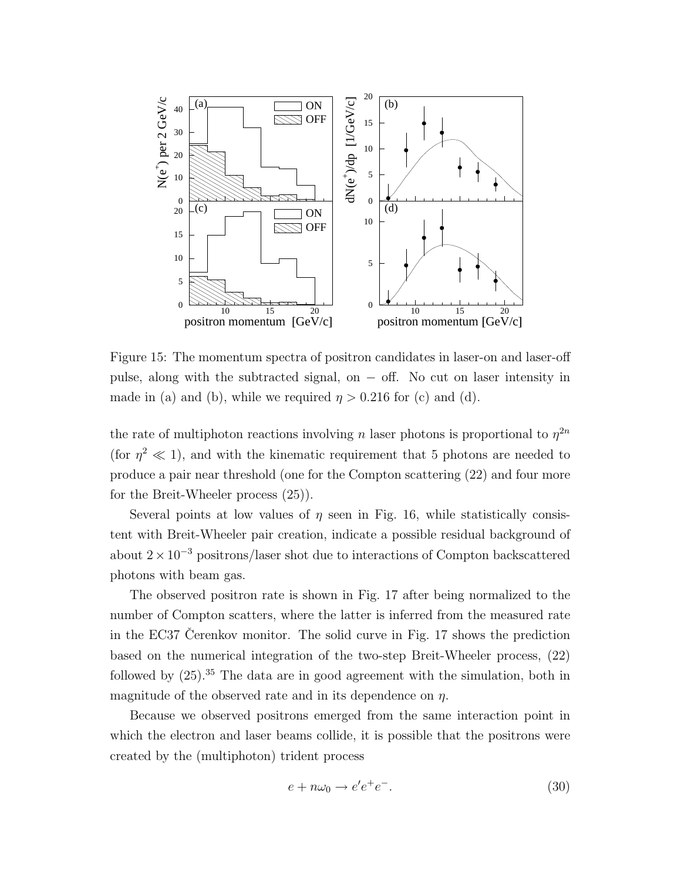Figure 15: The momentum spectra of positron candidates in laser-on and laser-off pulse, along with the subtracted signal, on $-$ off. No cut on laser intensity in made in (a) and (b), while we required $\eta > 0.216$ for (c) and (d).

the rate of multiphoton reactions involving $n$ laser photons is proportional to $\eta^{2n}$ (for $\eta^2 \ll 1$), and with the kinematic requirement that 5 photons are needed to produce a pair near threshold (one for the Compton scattering (22) and four more for the Breit-Wheeler process (25)).

Several points at low values of $\eta$ seen in Fig. 16, while statistically consistent with Breit-Wheeler pair creation, indicate a possible residual background of about $2 \times 10^{-3}$ positrons/laser shot due to interactions of Compton backscattered photons with beam gas.

The observed positron rate is shown in Fig. 17 after being normalized to the number of Compton scatters, where the latter is inferred from the measured rate in the EC37 Čerenkov monitor. The solid curve in Fig. 17 shows the prediction based on the numerical integration of the two-step Breit-Wheeler process, (22) followed by (25).[35] The data are in good agreement with the simulation, both in magnitude of the observed rate and in its dependence on $\eta$.

Because we observed positrons emerged from the same interaction point in which the electron and laser beams collide, it is possible that the positrons were created by the (multiphoton) trident process

$$e + n\omega_0 \to e' e^+ e^-. \tag{30}$$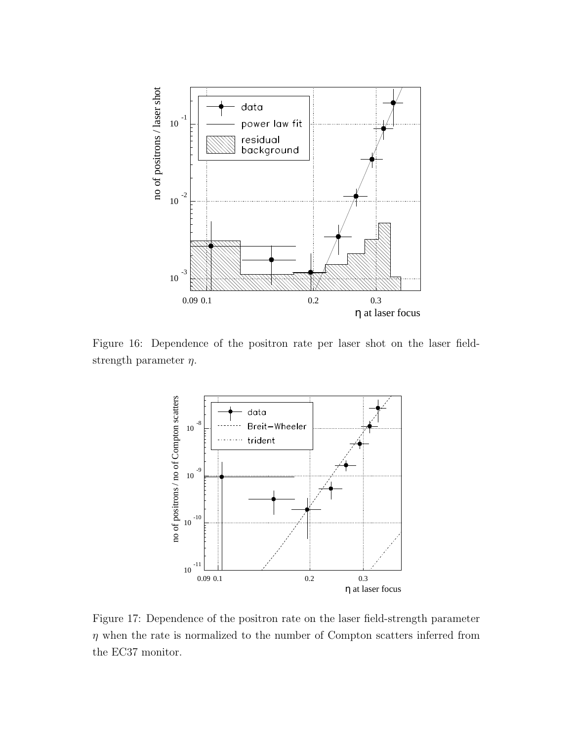Figure 16: Dependence of the positron rate per laser shot on the laser field-strength parameter $\eta$.

Figure 17: Dependence of the positron rate on the laser field-strength parameter $\eta$ when the rate is normalized to the number of Compton scatters inferred from the EC37 monitor.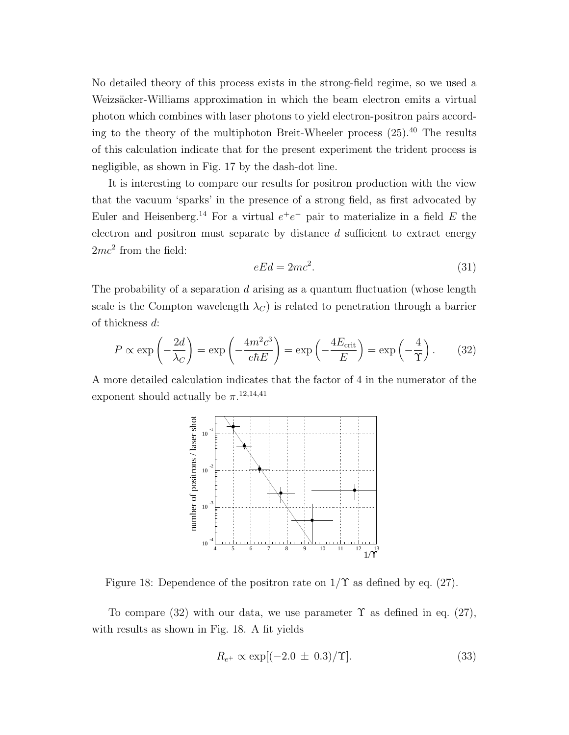No detailed theory of this process exists in the strong-field regime, so we used a Weizsäcker-Williams approximation in which the beam electron emits a virtual photon which combines with laser photons to yield electron-positron pairs according to the theory of the multiphoton Breit-Wheeler process (25).[40] The results of this calculation indicate that for the present experiment the trident process is negligible, as shown in Fig. 17 by the dash-dot line.

It is interesting to compare our results for positron production with the view that the vacuum 'sparks' in the presence of a strong field, as first advocated by Euler and Heisenberg.[14] For a virtual $e^+e^-$ pair to materialize in a field $E$ the electron and positron must separate by distance $d$ sufficient to extract energy $2mc^2$ from the field:

$$eEd = 2mc^2. \tag{31}$$

The probability of a separation $d$ arising as a quantum fluctuation (whose length scale is the Compton wavelength $\lambda_C$) is related to penetration through a barrier of thickness $d$:

$$P \propto \exp\left(-\frac{2d}{\lambda_C}\right) = \exp\left(-\frac{4m^2c^3}{e\hbar E}\right) = \exp\left(-\frac{4E_{\rm crit}}{E}\right) = \exp\left(-\frac{4}{\Upsilon}\right). \tag{32}$$

A more detailed calculation indicates that the factor of 4 in the numerator of the exponent should actually be $\pi$.[12,14,41]

Figure 18: Dependence of the positron rate on $1/\Upsilon$ as defined by eq. (27).

To compare (32) with our data, we use parameter $\Upsilon$ as defined in eq. (27), with results as shown in Fig. 18. A fit yields

$$R_{e^+} \propto \exp[(-2.0 \pm 0.3)/\Upsilon]. \tag{33}$$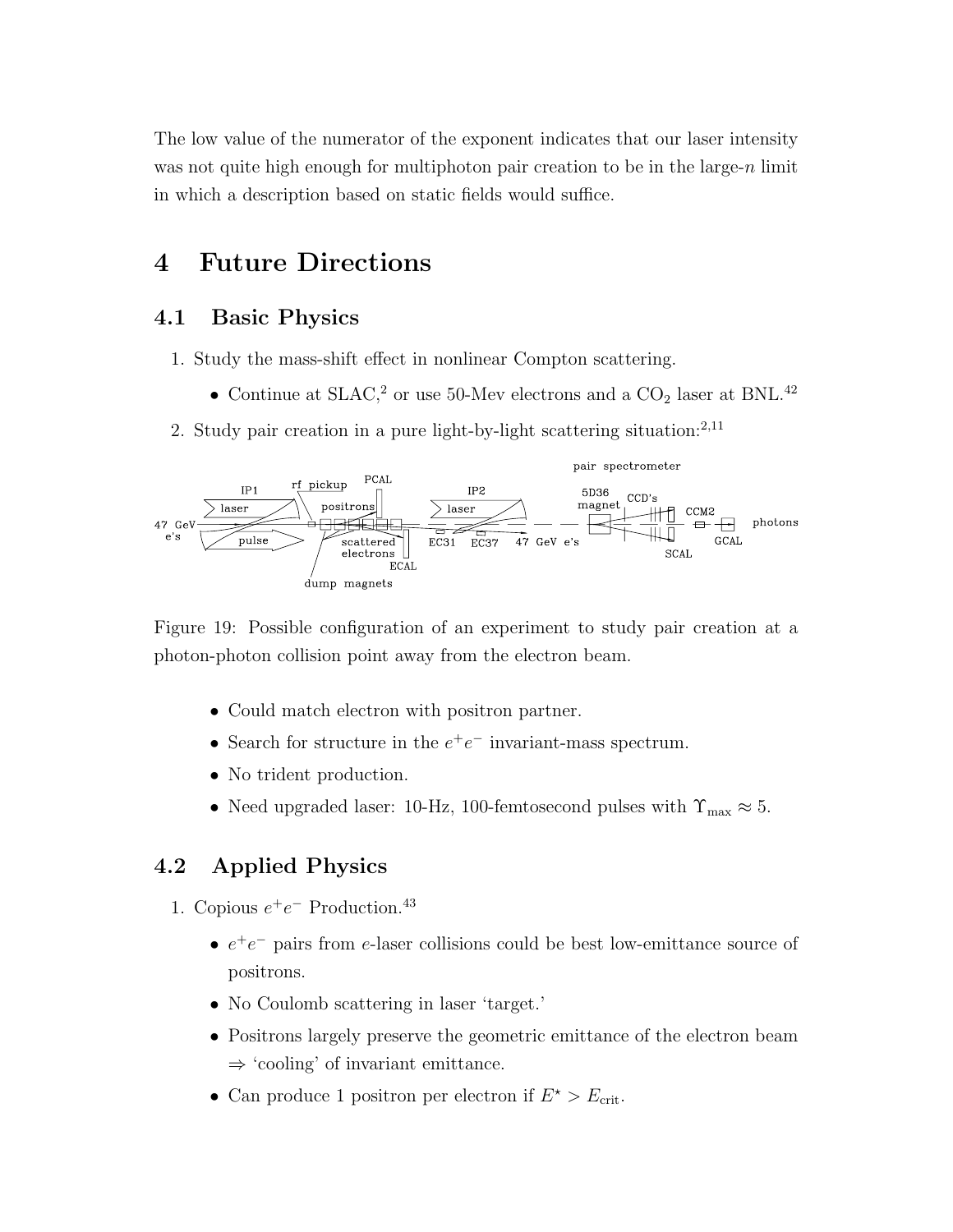The low value of the numerator of the exponent indicates that our laser intensity was not quite high enough for multiphoton pair creation to be in the large-$n$ limit in which a description based on static fields would suffice.

# 4 Future Directions

## 4.1 Basic Physics

1. Study the mass-shift effect in nonlinear Compton scattering.
   - Continue at SLAC,[2] or use 50-Mev electrons and a $CO_2$ laser at BNL.[42]
2. Study pair creation in a pure light-by-light scattering situation:[2,11]

Figure 19: Possible configuration of an experiment to study pair creation at a photon-photon collision point away from the electron beam.

   - Could match electron with positron partner.
   - Search for structure in the $e^+e^-$ invariant-mass spectrum.
   - No trident production.
   - Need upgraded laser: 10-Hz, 100-femtosecond pulses with $\Upsilon_{\max} \approx 5$.

## 4.2 Applied Physics

1. Copious $e^+e^-$ Production.[43]
   - $e^+e^-$ pairs from $e$-laser collisions could be best low-emittance source of positrons.
   - No Coulomb scattering in laser 'target.'
   - Positrons largely preserve the geometric emittance of the electron beam $\Rightarrow$ 'cooling' of invariant emittance.
   - Can produce 1 positron per electron if $E^\star > E_{\rm crit}$.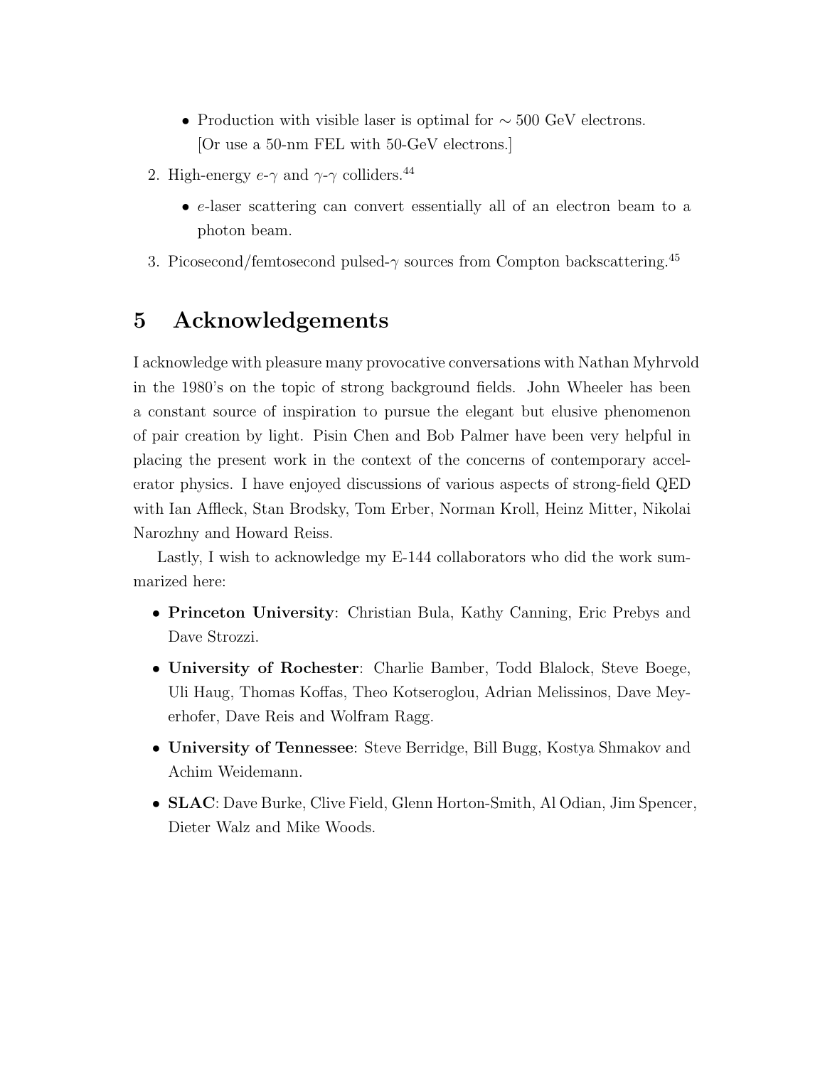- Production with visible laser is optimal for $\sim 500$ GeV electrons. [Or use a 50-nm FEL with 50-GeV electrons.]

2. High-energy $e$-$\gamma$ and $\gamma$-$\gamma$ colliders.[44]

   - $e$-laser scattering can convert essentially all of an electron beam to a photon beam.

3. Picosecond/femtosecond pulsed-$\gamma$ sources from Compton backscattering.[45]

# 5 Acknowledgements

I acknowledge with pleasure many provocative conversations with Nathan Myhrvold in the 1980's on the topic of strong background fields. John Wheeler has been a constant source of inspiration to pursue the elegant but elusive phenomenon of pair creation by light. Pisin Chen and Bob Palmer have been very helpful in placing the present work in the context of the concerns of contemporary accelerator physics. I have enjoyed discussions of various aspects of strong-field QED with Ian Affleck, Stan Brodsky, Tom Erber, Norman Kroll, Heinz Mitter, Nikolai Narozhny and Howard Reiss.

Lastly, I wish to acknowledge my E-144 collaborators who did the work summarized here:

- **Princeton University**: Christian Bula, Kathy Canning, Eric Prebys and Dave Strozzi.
- **University of Rochester**: Charlie Bamber, Todd Blalock, Steve Boege, Uli Haug, Thomas Koffas, Theo Kotseroglou, Adrian Melissinos, Dave Meyerhofer, Dave Reis and Wolfram Ragg.
- **University of Tennessee**: Steve Berridge, Bill Bugg, Kostya Shmakov and Achim Weidemann.
- **SLAC**: Dave Burke, Clive Field, Glenn Horton-Smith, Al Odian, Jim Spencer, Dieter Walz and Mike Woods.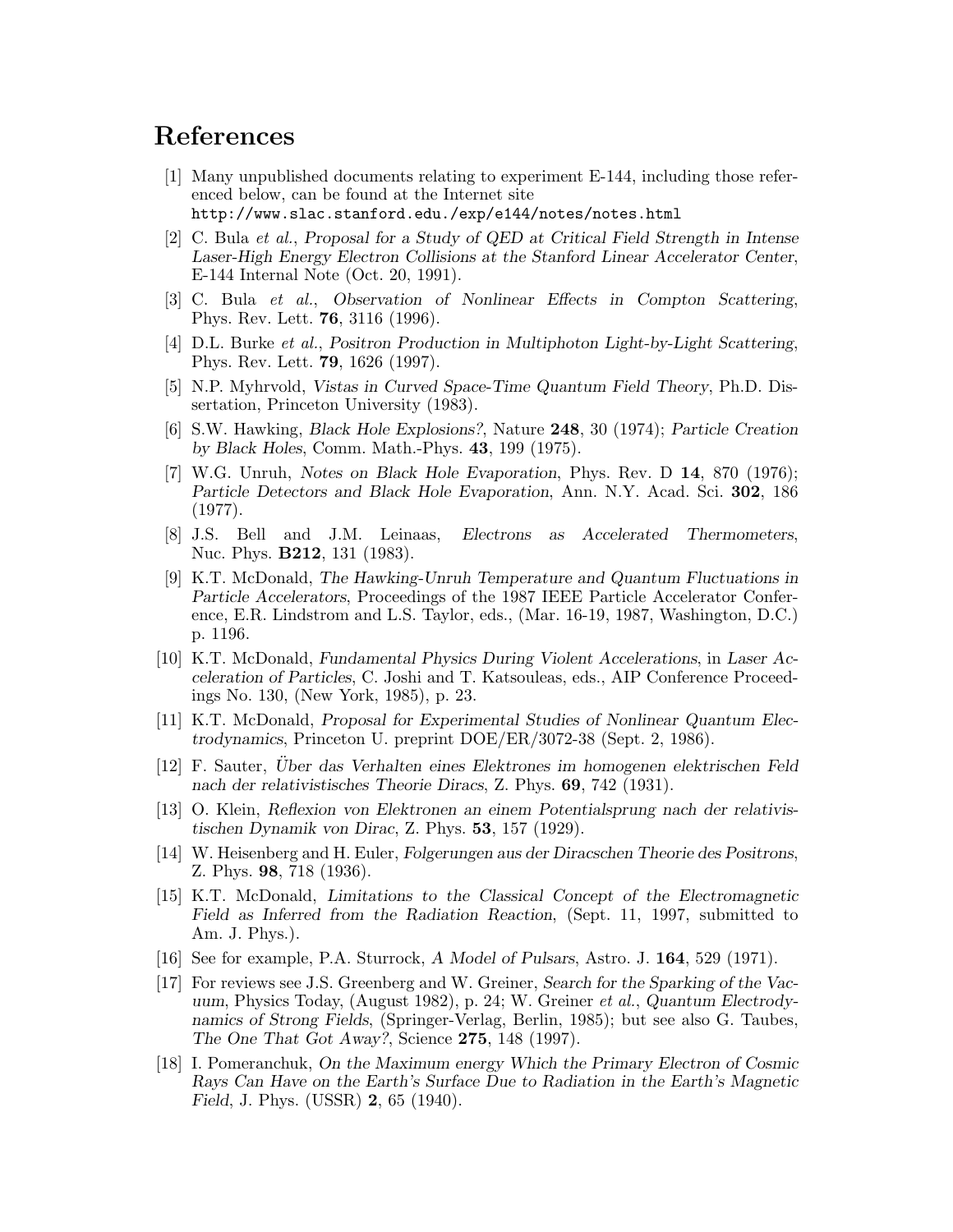# References

[1] Many unpublished documents relating to experiment E-144, including those referenced below, can be found at the Internet site
`http://www.slac.stanford.edu./exp/e144/notes/notes.html`

[2] C. Bula *et al.*, *Proposal for a Study of QED at Critical Field Strength in Intense Laser-High Energy Electron Collisions at the Stanford Linear Accelerator Center*, E-144 Internal Note (Oct. 20, 1991).

[3] C. Bula *et al.*, *Observation of Nonlinear Effects in Compton Scattering*, Phys. Rev. Lett. **76**, 3116 (1996).

[4] D.L. Burke *et al.*, *Positron Production in Multiphoton Light-by-Light Scattering*, Phys. Rev. Lett. **79**, 1626 (1997).

[5] N.P. Myhrvold, *Vistas in Curved Space-Time Quantum Field Theory*, Ph.D. Dissertation, Princeton University (1983).

[6] S.W. Hawking, *Black Hole Explosions?*, Nature **248**, 30 (1974); *Particle Creation by Black Holes*, Comm. Math.-Phys. **43**, 199 (1975).

[7] W.G. Unruh, *Notes on Black Hole Evaporation*, Phys. Rev. D **14**, 870 (1976); *Particle Detectors and Black Hole Evaporation*, Ann. N.Y. Acad. Sci. **302**, 186 (1977).

[8] J.S. Bell and J.M. Leinaas, *Electrons as Accelerated Thermometers*, Nuc. Phys. **B212**, 131 (1983).

[9] K.T. McDonald, *The Hawking-Unruh Temperature and Quantum Fluctuations in Particle Accelerators*, Proceedings of the 1987 IEEE Particle Accelerator Conference, E.R. Lindstrom and L.S. Taylor, eds., (Mar. 16-19, 1987, Washington, D.C.) p. 1196.

[10] K.T. McDonald, *Fundamental Physics During Violent Accelerations*, in *Laser Acceleration of Particles*, C. Joshi and T. Katsouleas, eds., AIP Conference Proceedings No. 130, (New York, 1985), p. 23.

[11] K.T. McDonald, *Proposal for Experimental Studies of Nonlinear Quantum Electrodynamics*, Princeton U. preprint DOE/ER/3072-38 (Sept. 2, 1986).

[12] F. Sauter, *Über das Verhalten eines Elektrones im homogenen elektrischen Feld nach der relativistisches Theorie Diracs*, Z. Phys. **69**, 742 (1931).

[13] O. Klein, *Reflexion von Elektronen an einem Potentialsprung nach der relativistischen Dynamik von Dirac*, Z. Phys. **53**, 157 (1929).

[14] W. Heisenberg and H. Euler, *Folgerungen aus der Diracschen Theorie des Positrons*, Z. Phys. **98**, 718 (1936).

[15] K.T. McDonald, *Limitations to the Classical Concept of the Electromagnetic Field as Inferred from the Radiation Reaction*, (Sept. 11, 1997, submitted to Am. J. Phys.).

[16] See for example, P.A. Sturrock, *A Model of Pulsars*, Astro. J. **164**, 529 (1971).

[17] For reviews see J.S. Greenberg and W. Greiner, *Search for the Sparking of the Vacuum*, Physics Today, (August 1982), p. 24; W. Greiner *et al.*, *Quantum Electrodynamics of Strong Fields*, (Springer-Verlag, Berlin, 1985); but see also G. Taubes, *The One That Got Away?*, Science **275**, 148 (1997).

[18] I. Pomeranchuk, *On the Maximum energy Which the Primary Electron of Cosmic Rays Can Have on the Earth's Surface Due to Radiation in the Earth's Magnetic Field*, J. Phys. (USSR) **2**, 65 (1940).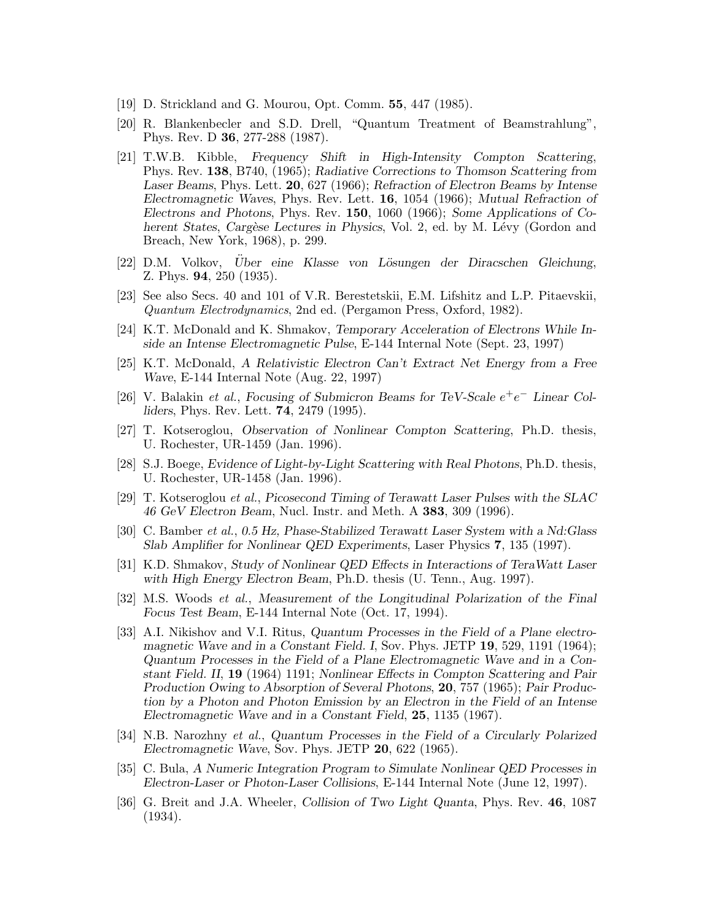[19] D. Strickland and G. Mourou, Opt. Comm. **55**, 447 (1985).

[20] R. Blankenbecler and S.D. Drell, "Quantum Treatment of Beamstrahlung", Phys. Rev. D **36**, 277-288 (1987).

[21] T.W.B. Kibble, *Frequency Shift in High-Intensity Compton Scattering*, Phys. Rev. **138**, B740, (1965); *Radiative Corrections to Thomson Scattering from Laser Beams*, Phys. Lett. **20**, 627 (1966); *Refraction of Electron Beams by Intense Electromagnetic Waves*, Phys. Rev. Lett. **16**, 1054 (1966); *Mutual Refraction of Electrons and Photons*, Phys. Rev. **150**, 1060 (1966); *Some Applications of Coherent States*, *Cargèse Lectures in Physics*, Vol. 2, ed. by M. Lévy (Gordon and Breach, New York, 1968), p. 299.

[22] D.M. Volkov, *Über eine Klasse von Lösungen der Diracschen Gleichung*, Z. Phys. **94**, 250 (1935).

[23] See also Secs. 40 and 101 of V.R. Berestetskii, E.M. Lifshitz and L.P. Pitaevskii, *Quantum Electrodynamics*, 2nd ed. (Pergamon Press, Oxford, 1982).

[24] K.T. McDonald and K. Shmakov, *Temporary Acceleration of Electrons While Inside an Intense Electromagnetic Pulse*, E-144 Internal Note (Sept. 23, 1997)

[25] K.T. McDonald, *A Relativistic Electron Can't Extract Net Energy from a Free Wave*, E-144 Internal Note (Aug. 22, 1997)

[26] V. Balakin *et al.*, *Focusing of Submicron Beams for TeV-Scale $e^+e^-$ Linear Colliders*, Phys. Rev. Lett. **74**, 2479 (1995).

[27] T. Kotseroglou, *Observation of Nonlinear Compton Scattering*, Ph.D. thesis, U. Rochester, UR-1459 (Jan. 1996).

[28] S.J. Boege, *Evidence of Light-by-Light Scattering with Real Photons*, Ph.D. thesis, U. Rochester, UR-1458 (Jan. 1996).

[29] T. Kotseroglou *et al.*, *Picosecond Timing of Terawatt Laser Pulses with the SLAC 46 GeV Electron Beam*, Nucl. Instr. and Meth. A **383**, 309 (1996).

[30] C. Bamber *et al.*, *0.5 Hz, Phase-Stabilized Terawatt Laser System with a Nd:Glass Slab Amplifier for Nonlinear QED Experiments*, Laser Physics **7**, 135 (1997).

[31] K.D. Shmakov, *Study of Nonlinear QED Effects in Interactions of TeraWatt Laser with High Energy Electron Beam*, Ph.D. thesis (U. Tenn., Aug. 1997).

[32] M.S. Woods *et al.*, *Measurement of the Longitudinal Polarization of the Final Focus Test Beam*, E-144 Internal Note (Oct. 17, 1994).

[33] A.I. Nikishov and V.I. Ritus, *Quantum Processes in the Field of a Plane electromagnetic Wave and in a Constant Field. I*, Sov. Phys. JETP **19**, 529, 1191 (1964); *Quantum Processes in the Field of a Plane Electromagnetic Wave and in a Constant Field. II*, **19** (1964) 1191; *Nonlinear Effects in Compton Scattering and Pair Production Owing to Absorption of Several Photons*, **20**, 757 (1965); *Pair Production by a Photon and Photon Emission by an Electron in the Field of an Intense Electromagnetic Wave and in a Constant Field*, **25**, 1135 (1967).

[34] N.B. Narozhny *et al.*, *Quantum Processes in the Field of a Circularly Polarized Electromagnetic Wave*, Sov. Phys. JETP **20**, 622 (1965).

[35] C. Bula, *A Numeric Integration Program to Simulate Nonlinear QED Processes in Electron-Laser or Photon-Laser Collisions*, E-144 Internal Note (June 12, 1997).

[36] G. Breit and J.A. Wheeler, *Collision of Two Light Quanta*, Phys. Rev. **46**, 1087 (1934).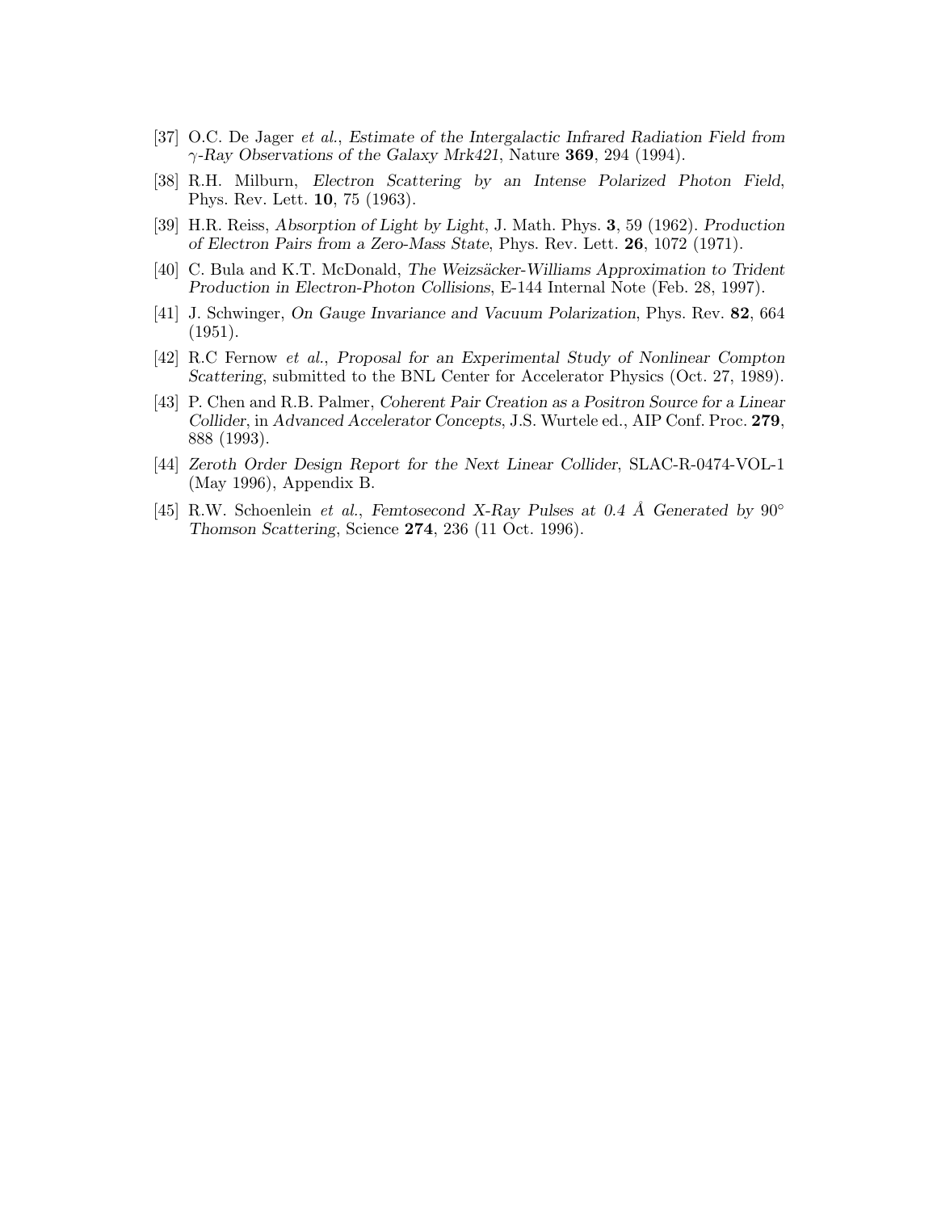[37] O.C. De Jager *et al.*, *Estimate of the Intergalactic Infrared Radiation Field from $\gamma$-Ray Observations of the Galaxy Mrk421*, Nature **369**, 294 (1994).

[38] R.H. Milburn, *Electron Scattering by an Intense Polarized Photon Field*, Phys. Rev. Lett. **10**, 75 (1963).

[39] H.R. Reiss, *Absorption of Light by Light*, J. Math. Phys. **3**, 59 (1962). *Production of Electron Pairs from a Zero-Mass State*, Phys. Rev. Lett. **26**, 1072 (1971).

[40] C. Bula and K.T. McDonald, *The Weizsäcker-Williams Approximation to Trident Production in Electron-Photon Collisions*, E-144 Internal Note (Feb. 28, 1997).

[41] J. Schwinger, *On Gauge Invariance and Vacuum Polarization*, Phys. Rev. **82**, 664 (1951).

[42] R.C Fernow *et al.*, *Proposal for an Experimental Study of Nonlinear Compton Scattering*, submitted to the BNL Center for Accelerator Physics (Oct. 27, 1989).

[43] P. Chen and R.B. Palmer, *Coherent Pair Creation as a Positron Source for a Linear Collider*, in *Advanced Accelerator Concepts*, J.S. Wurtele ed., AIP Conf. Proc. **279**, 888 (1993).

[44] *Zeroth Order Design Report for the Next Linear Collider*, SLAC-R-0474-VOL-1 (May 1996), Appendix B.

[45] R.W. Schoenlein *et al.*, *Femtosecond X-Ray Pulses at 0.4 Å Generated by* $90^\circ$ *Thomson Scattering*, Science **274**, 236 (11 Oct. 1996).